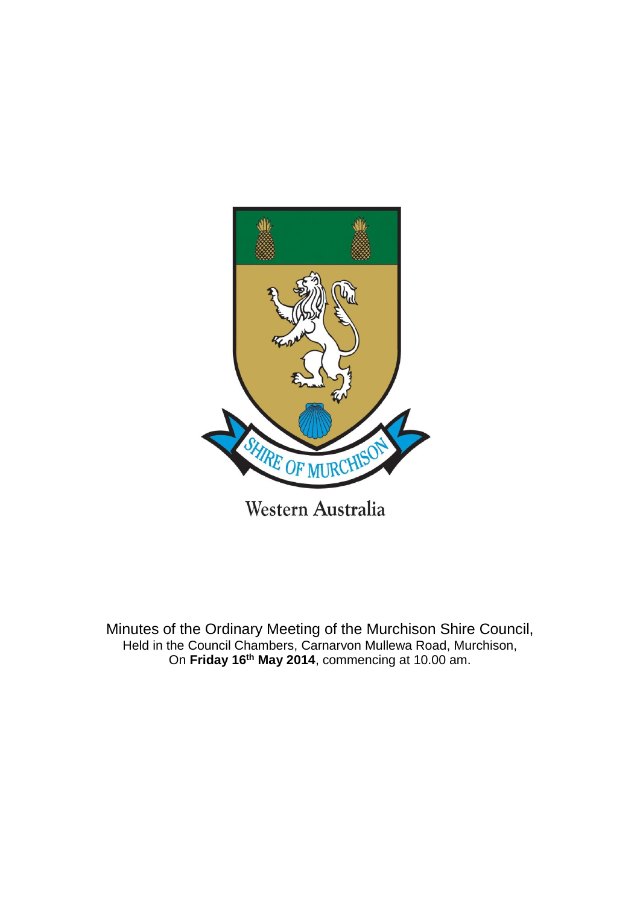SHIRE OF MURCHISON

Western Australia

Minutes of the Ordinary Meeting of the Murchison Shire Council,
Held in the Council Chambers, Carnarvon Mullewa Road, Murchison,
On **Friday 16th May 2014**, commencing at 10.00 am.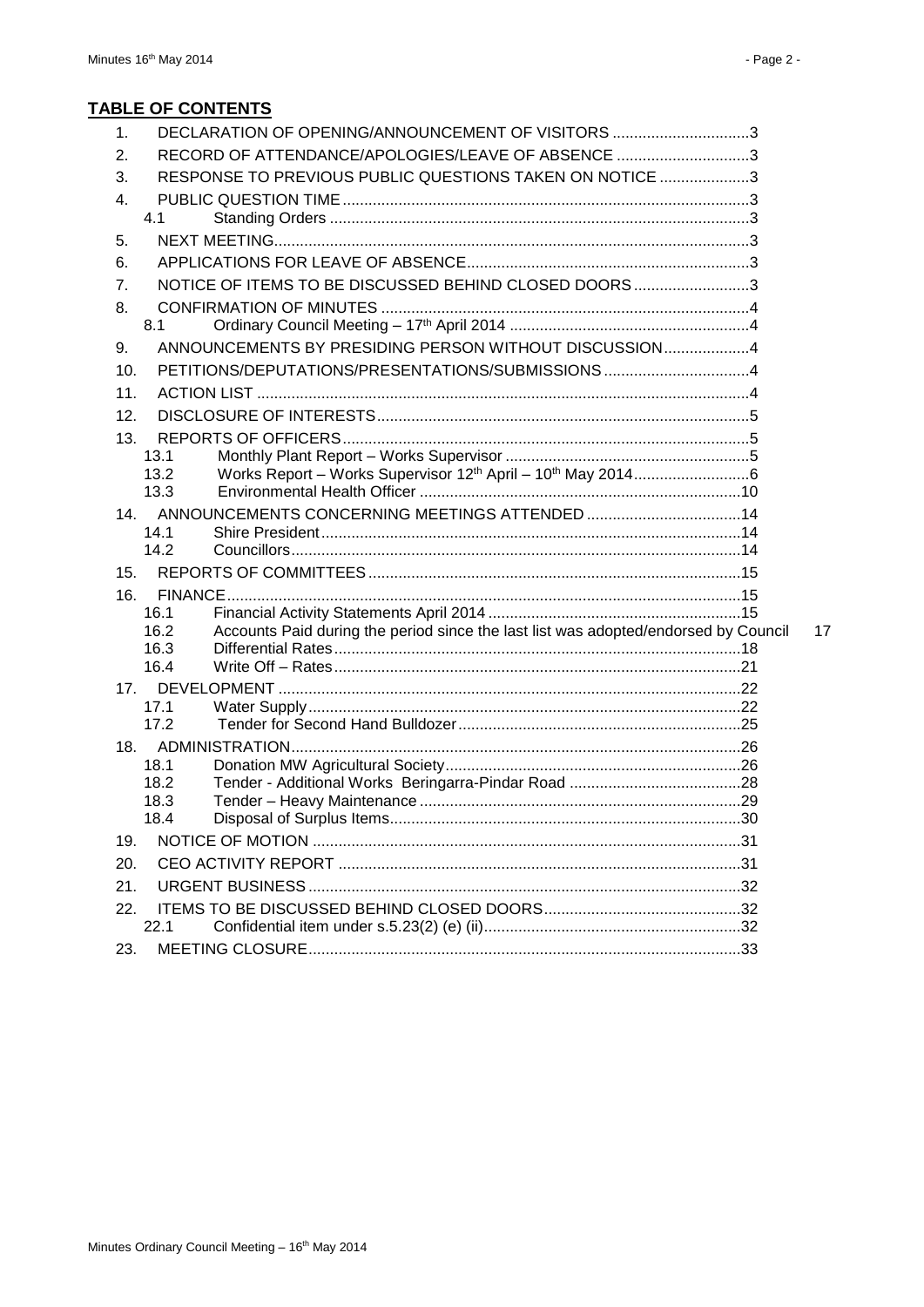## TABLE OF CONTENTS

1. DECLARATION OF OPENING/ANNOUNCEMENT OF VISITORS ................................3
2. RECORD OF ATTENDANCE/APOLOGIES/LEAVE OF ABSENCE ...............................3
3. RESPONSE TO PREVIOUS PUBLIC QUESTIONS TAKEN ON NOTICE .....................3
4. PUBLIC QUESTION TIME ..............................................................................3
   - 4.1 Standing Orders .................................................................................3
5. NEXT MEETING..............................................................................................3
6. APPLICATIONS FOR LEAVE OF ABSENCE..................................................................3
7. NOTICE OF ITEMS TO BE DISCUSSED BEHIND CLOSED DOORS ...........................3
8. CONFIRMATION OF MINUTES .....................................................................4
   - 8.1 Ordinary Council Meeting – 17th April 2014 .......................................................4
9. ANNOUNCEMENTS BY PRESIDING PERSON WITHOUT DISCUSSION....................4
10. PETITIONS/DEPUTATIONS/PRESENTATIONS/SUBMISSIONS ..................................4
11. ACTION LIST ..................................................................................................4
12. DISCLOSURE OF INTERESTS......................................................................5
13. REPORTS OF OFFICERS..............................................................................5
    - 13.1 Monthly Plant Report – Works Supervisor .........................................................5
    - 13.2 Works Report – Works Supervisor 12th April – 10th May 2014...........................6
    - 13.3 Environmental Health Officer ...........................................................................10
14. ANNOUNCEMENTS CONCERNING MEETINGS ATTENDED ....................................14
    - 14.1 Shire President..................................................................................14
    - 14.2 Councillors........................................................................................14
15. REPORTS OF COMMITTEES ......................................................................15
16. FINANCE.......................................................................................................15
    - 16.1 Financial Activity Statements April 2014 ...........................................................15
    - 16.2 Accounts Paid during the period since the last list was adopted/endorsed by Council 17
    - 16.3 Differential Rates..............................................................................18
    - 16.4 Write Off – Rates..............................................................................21
17. DEVELOPMENT ...........................................................................................22
    - 17.1 Water Supply....................................................................................22
    - 17.2 Tender for Second Hand Bulldozer..................................................................25
18. ADMINISTRATION........................................................................................26
    - 18.1 Donation MW Agricultural Society.....................................................................26
    - 18.2 Tender - Additional Works Beringarra-Pindar Road ........................................28
    - 18.3 Tender – Heavy Maintenance ...........................................................................29
    - 18.4 Disposal of Surplus Items.................................................................................30
19. NOTICE OF MOTION ...................................................................................31
20. CEO ACTIVITY REPORT .............................................................................31
21. URGENT BUSINESS ....................................................................................32
22. ITEMS TO BE DISCUSSED BEHIND CLOSED DOORS..............................................32
    - 22.1 Confidential item under s.5.23(2) (e) (ii)............................................................32
23. MEETING CLOSURE....................................................................................33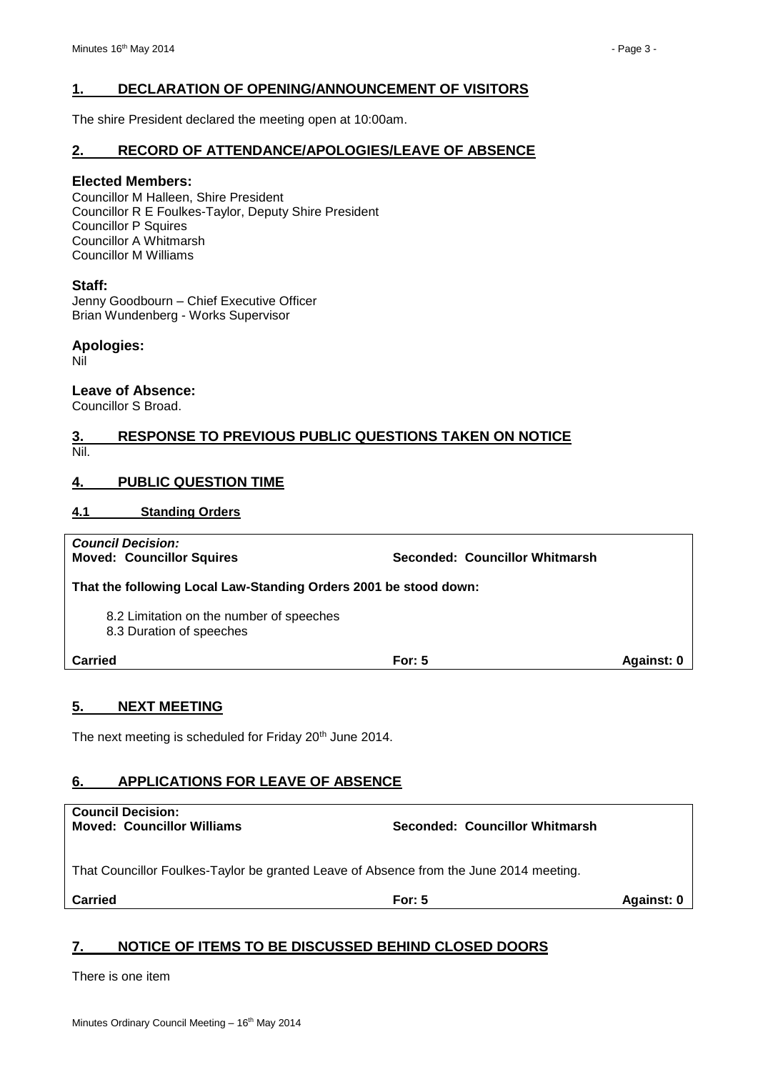## 1. DECLARATION OF OPENING/ANNOUNCEMENT OF VISITORS

The shire President declared the meeting open at 10:00am.

## 2. RECORD OF ATTENDANCE/APOLOGIES/LEAVE OF ABSENCE

### Elected Members:

Councillor M Halleen, Shire President
Councillor R E Foulkes-Taylor, Deputy Shire President
Councillor P Squires
Councillor A Whitmarsh
Councillor M Williams

### Staff:

Jenny Goodbourn – Chief Executive Officer
Brian Wundenberg - Works Supervisor

### Apologies:

Nil

### Leave of Absence:

Councillor S Broad.

## 3. RESPONSE TO PREVIOUS PUBLIC QUESTIONS TAKEN ON NOTICE

Nil.

## 4. PUBLIC QUESTION TIME

### 4.1 Standing Orders

***Council Decision:***
**Moved: Councillor Squires** **Seconded: Councillor Whitmarsh**

**That the following Local Law-Standing Orders 2001 be stood down:**

8.2 Limitation on the number of speeches
8.3 Duration of speeches

**Carried** **For: 5** **Against: 0**

## 5. NEXT MEETING

The next meeting is scheduled for Friday 20th June 2014.

## 6. APPLICATIONS FOR LEAVE OF ABSENCE

**Council Decision:**
**Moved: Councillor Williams** **Seconded: Councillor Whitmarsh**

That Councillor Foulkes-Taylor be granted Leave of Absence from the June 2014 meeting.

**Carried** **For: 5** **Against: 0**

## 7. NOTICE OF ITEMS TO BE DISCUSSED BEHIND CLOSED DOORS

There is one item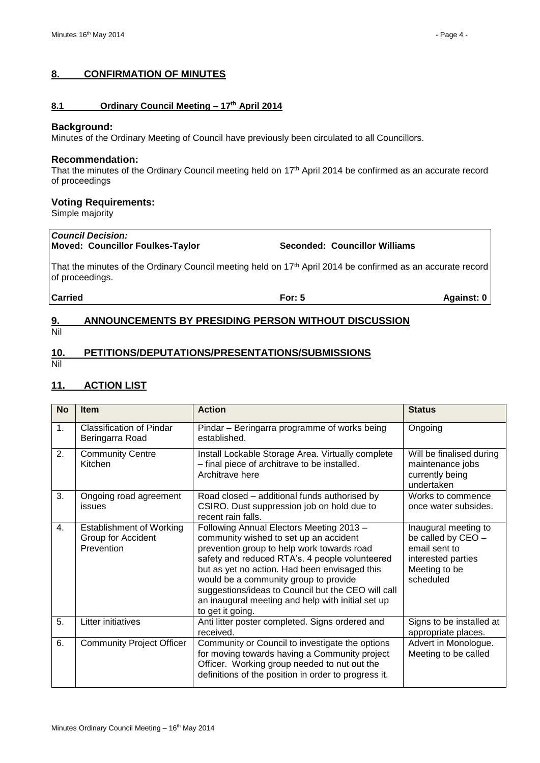## 8. CONFIRMATION OF MINUTES

### 8.1 Ordinary Council Meeting – 17th April 2014

**Background:**
Minutes of the Ordinary Meeting of Council have previously been circulated to all Councillors.

**Recommendation:**
That the minutes of the Ordinary Council meeting held on 17th April 2014 be confirmed as an accurate record of proceedings

**Voting Requirements:**
Simple majority

***Council Decision:***
**Moved: Councillor Foulkes-Taylor** **Seconded: Councillor Williams**

That the minutes of the Ordinary Council meeting held on 17th April 2014 be confirmed as an accurate record of proceedings.

**Carried** **For: 5** **Against: 0**

## 9. ANNOUNCEMENTS BY PRESIDING PERSON WITHOUT DISCUSSION

Nil

## 10. PETITIONS/DEPUTATIONS/PRESENTATIONS/SUBMISSIONS

Nil

## 11. ACTION LIST

| No | Item | Action | Status |
|---|---|---|---|
| 1. | Classification of Pindar Beringarra Road | Pindar – Beringarra programme of works being established. | Ongoing |
| 2. | Community Centre Kitchen | Install Lockable Storage Area. Virtually complete – final piece of architrave to be installed. Architrave here | Will be finalised during maintenance jobs currently being undertaken |
| 3. | Ongoing road agreement issues | Road closed – additional funds authorised by CSIRO. Dust suppression job on hold due to recent rain falls. | Works to commence once water subsides. |
| 4. | Establishment of Working Group for Accident Prevention | Following Annual Electors Meeting 2013 – community wished to set up an accident prevention group to help work towards road safety and reduced RTA's. 4 people volunteered but as yet no action. Had been envisaged this would be a community group to provide suggestions/ideas to Council but the CEO will call an inaugural meeting and help with initial set up to get it going. | Inaugural meeting to be called by CEO – email sent to interested parties Meeting to be scheduled |
| 5. | Litter initiatives | Anti litter poster completed. Signs ordered and received. | Signs to be installed at appropriate places. |
| 6. | Community Project Officer | Community or Council to investigate the options for moving towards having a Community project Officer. Working group needed to nut out the definitions of the position in order to progress it. | Advert in Monologue. Meeting to be called |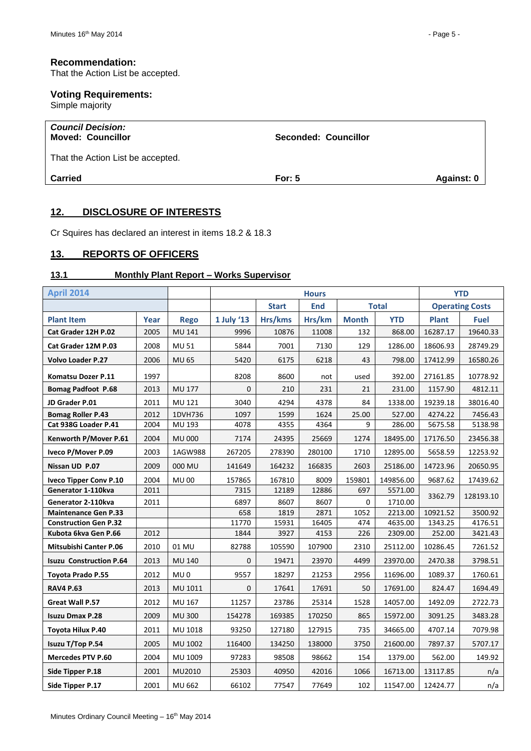### Recommendation:

That the Action List be accepted.

### Voting Requirements:

Simple majority

| *Council Decision:* | | |
|---|---|---|
| **Moved: Councillor** | **Seconded: Councillor** | |
| That the Action List be accepted. | | |
| **Carried** | **For: 5** | **Against: 0** |

## 12. DISCLOSURE OF INTERESTS

Cr Squires has declared an interest in items 18.2 & 18.3

## 13. REPORTS OF OFFICERS

### 13.1 Monthly Plant Report – Works Supervisor

| April 2014 | | | Hours | | | | | YTD | |
|---|---|---|---|---|---|---|---|---|---|
| | | | | Start | End | Total | | Operating Costs | |
| **Plant Item** | **Year** | **Rego** | **1 July '13** | **Hrs/kms** | **Hrs/km** | **Month** | **YTD** | **Plant** | **Fuel** |
| **Cat Grader 12H P.02** | 2005 | MU 141 | 9996 | 10876 | 11008 | 132 | 868.00 | 16287.17 | 19640.33 |
| **Cat Grader 12M P.03** | 2008 | MU 51 | 5844 | 7001 | 7130 | 129 | 1286.00 | 18606.93 | 28749.29 |
| **Volvo Loader P.27** | 2006 | MU 65 | 5420 | 6175 | 6218 | 43 | 798.00 | 17412.99 | 16580.26 |
| **Komatsu Dozer P.11** | 1997 | | 8208 | 8600 | not | used | 392.00 | 27161.85 | 10778.92 |
| **Bomag Padfoot P.68** | 2013 | MU 177 | 0 | 210 | 231 | 21 | 231.00 | 1157.90 | 4812.11 |
| **JD Grader P.01** | 2011 | MU 121 | 3040 | 4294 | 4378 | 84 | 1338.00 | 19239.18 | 38016.40 |
| **Bomag Roller P.43** | 2012 | 1DVH736 | 1097 | 1599 | 1624 | 25.00 | 527.00 | 4274.22 | 7456.43 |
| **Cat 938G Loader P.41** | 2004 | MU 193 | 4078 | 4355 | 4364 | 9 | 286.00 | 5675.58 | 5138.98 |
| **Kenworth P/Mover P.61** | 2004 | MU 000 | 7174 | 24395 | 25669 | 1274 | 18495.00 | 17176.50 | 23456.38 |
| **Iveco P/Mover P.09** | 2003 | 1AGW988 | 267205 | 278390 | 280100 | 1710 | 12895.00 | 5658.59 | 12253.92 |
| **Nissan UD P.07** | 2009 | 000 MU | 141649 | 164232 | 166835 | 2603 | 25186.00 | 14723.96 | 20650.95 |
| **Iveco Tipper Conv P.10** | 2004 | MU 00 | 157865 | 167810 | 8009 | 159801 | 149856.00 | 9687.62 | 17439.62 |
| **Generator 1-110kva** | 2011 | | 7315 | 12189 | 12886 | 697 | 5571.00 | 3362.79 | 128193.10 |
| **Generator 2-110kva** | 2011 | | 6897 | 8607 | 8607 | 0 | 1710.00 | | |
| **Maintenance Gen P.33** | | | 658 | 1819 | 2871 | 1052 | 2213.00 | 10921.52 | 3500.92 |
| **Construction Gen P.32** | | | 11770 | 15931 | 16405 | 474 | 4635.00 | 1343.25 | 4176.51 |
| **Kubota 6kva Gen P.66** | 2012 | | 1844 | 3927 | 4153 | 226 | 2309.00 | 252.00 | 3421.43 |
| **Mitsubishi Canter P.06** | 2010 | 01 MU | 82788 | 105590 | 107900 | 2310 | 25112.00 | 10286.45 | 7261.52 |
| **Isuzu Construction P.64** | 2013 | MU 140 | 0 | 19471 | 23970 | 4499 | 23970.00 | 2470.38 | 3798.51 |
| **Toyota Prado P.55** | 2012 | MU 0 | 9557 | 18297 | 21253 | 2956 | 11696.00 | 1089.37 | 1760.61 |
| **RAV4 P.63** | 2013 | MU 1011 | 0 | 17641 | 17691 | 50 | 17691.00 | 824.47 | 1694.49 |
| **Great Wall P.57** | 2012 | MU 167 | 11257 | 23786 | 25314 | 1528 | 14057.00 | 1492.09 | 2722.73 |
| **Isuzu Dmax P.28** | 2009 | MU 300 | 154278 | 169385 | 170250 | 865 | 15972.00 | 3091.25 | 3483.28 |
| **Toyota Hilux P.40** | 2011 | MU 1018 | 93250 | 127180 | 127915 | 735 | 34665.00 | 4707.14 | 7079.98 |
| **Isuzu T/Top P.54** | 2005 | MU 1002 | 116400 | 134250 | 138000 | 3750 | 21600.00 | 7897.37 | 5707.17 |
| **Mercedes PTV P.60** | 2004 | MU 1009 | 97283 | 98508 | 98662 | 154 | 1379.00 | 562.00 | 149.92 |
| **Side Tipper P.18** | 2001 | MU2010 | 25303 | 40950 | 42016 | 1066 | 16713.00 | 13117.85 | n/a |
| **Side Tipper P.17** | 2001 | MU 662 | 66102 | 77547 | 77649 | 102 | 11547.00 | 12424.77 | n/a |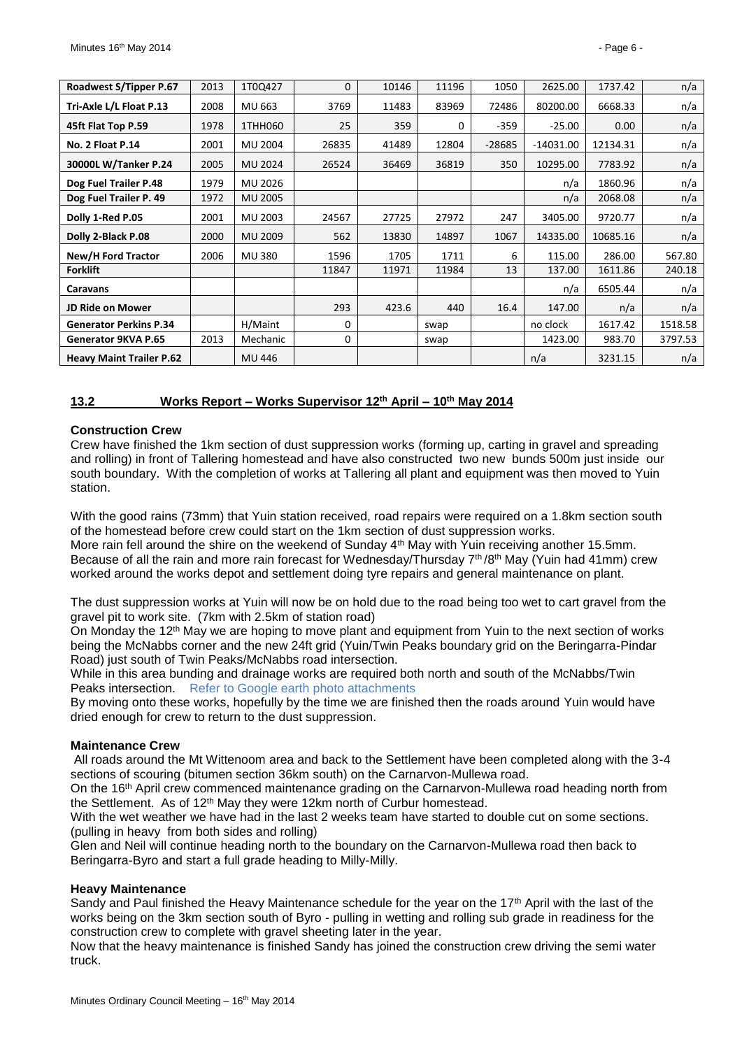| Roadwest S/Tipper P.67 | 2013 | 1T0Q427 | 0 | 10146 | 11196 | 1050 | 2625.00 | 1737.42 | n/a |
|---|---|---|---|---|---|---|---|---|---|
| Tri-Axle L/L Float P.13 | 2008 | MU 663 | 3769 | 11483 | 83969 | 72486 | 80200.00 | 6668.33 | n/a |
| 45ft Flat Top P.59 | 1978 | 1THH060 | 25 | 359 | 0 | -359 | -25.00 | 0.00 | n/a |
| No. 2 Float P.14 | 2001 | MU 2004 | 26835 | 41489 | 12804 | -28685 | -14031.00 | 12134.31 | n/a |
| 30000L W/Tanker P.24 | 2005 | MU 2024 | 26524 | 36469 | 36819 | 350 | 10295.00 | 7783.92 | n/a |
| Dog Fuel Trailer P.48 | 1979 | MU 2026 | | | | | n/a | 1860.96 | n/a |
| Dog Fuel Trailer P. 49 | 1972 | MU 2005 | | | | | n/a | 2068.08 | n/a |
| Dolly 1-Red P.05 | 2001 | MU 2003 | 24567 | 27725 | 27972 | 247 | 3405.00 | 9720.77 | n/a |
| Dolly 2-Black P.08 | 2000 | MU 2009 | 562 | 13830 | 14897 | 1067 | 14335.00 | 10685.16 | n/a |
| New/H Ford Tractor | 2006 | MU 380 | 1596 | 1705 | 1711 | 6 | 115.00 | 286.00 | 567.80 |
| Forklift | | | 11847 | 11971 | 11984 | 13 | 137.00 | 1611.86 | 240.18 |
| Caravans | | | | | | | n/a | 6505.44 | n/a |
| JD Ride on Mower | | | 293 | 423.6 | 440 | 16.4 | 147.00 | n/a | n/a |
| Generator Perkins P.34 | | H/Maint | 0 | | swap | | no clock | 1617.42 | 1518.58 |
| Generator 9KVA P.65 | 2013 | Mechanic | 0 | | swap | | 1423.00 | 983.70 | 3797.53 |
| Heavy Maint Trailer P.62 | | MU 446 | | | | | n/a | 3231.15 | n/a |

## 13.2 Works Report – Works Supervisor 12th April – 10th May 2014

**Construction Crew**

Crew have finished the 1km section of dust suppression works (forming up, carting in gravel and spreading and rolling) in front of Tallering homestead and have also constructed two new bunds 500m just inside our south boundary. With the completion of works at Tallering all plant and equipment was then moved to Yuin station.

With the good rains (73mm) that Yuin station received, road repairs were required on a 1.8km section south of the homestead before crew could start on the 1km section of dust suppression works.
More rain fell around the shire on the weekend of Sunday 4th May with Yuin receiving another 15.5mm. Because of all the rain and more rain forecast for Wednesday/Thursday 7th/8th May (Yuin had 41mm) crew worked around the works depot and settlement doing tyre repairs and general maintenance on plant.

The dust suppression works at Yuin will now be on hold due to the road being too wet to cart gravel from the gravel pit to work site. (7km with 2.5km of station road)
On Monday the 12th May we are hoping to move plant and equipment from Yuin to the next section of works being the McNabbs corner and the new 24ft grid (Yuin/Twin Peaks boundary grid on the Beringarra-Pindar Road) just south of Twin Peaks/McNabbs road intersection.
While in this area bunding and drainage works are required both north and south of the McNabbs/Twin Peaks intersection. Refer to Google earth photo attachments
By moving onto these works, hopefully by the time we are finished then the roads around Yuin would have dried enough for crew to return to the dust suppression.

**Maintenance Crew**

All roads around the Mt Wittenoom area and back to the Settlement have been completed along with the 3-4 sections of scouring (bitumen section 36km south) on the Carnarvon-Mullewa road.
On the 16th April crew commenced maintenance grading on the Carnarvon-Mullewa road heading north from the Settlement. As of 12th May they were 12km north of Curbur homestead.
With the wet weather we have had in the last 2 weeks team have started to double cut on some sections. (pulling in heavy from both sides and rolling)
Glen and Neil will continue heading north to the boundary on the Carnarvon-Mullewa road then back to Beringarra-Byro and start a full grade heading to Milly-Milly.

**Heavy Maintenance**

Sandy and Paul finished the Heavy Maintenance schedule for the year on the 17th April with the last of the works being on the 3km section south of Byro - pulling in wetting and rolling sub grade in readiness for the construction crew to complete with gravel sheeting later in the year.
Now that the heavy maintenance is finished Sandy has joined the construction crew driving the semi water truck.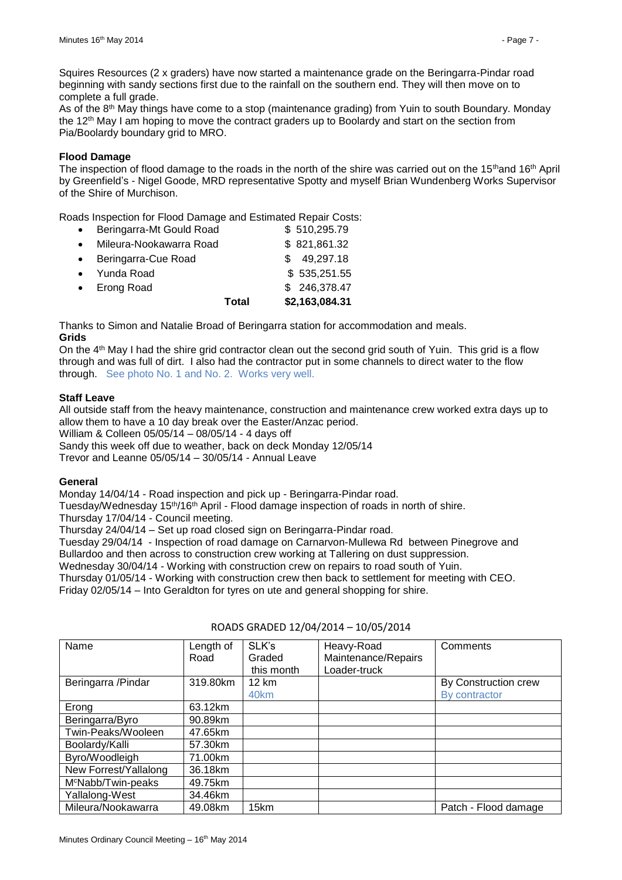Squires Resources (2 x graders) have now started a maintenance grade on the Beringarra-Pindar road beginning with sandy sections first due to the rainfall on the southern end. They will then move on to complete a full grade.

As of the 8th May things have come to a stop (maintenance grading) from Yuin to south Boundary. Monday the 12th May I am hoping to move the contract graders up to Boolardy and start on the section from Pia/Boolardy boundary grid to MRO.

**Flood Damage**

The inspection of flood damage to the roads in the north of the shire was carried out on the 15th and 16th April by Greenfield's - Nigel Goode, MRD representative Spotty and myself Brian Wundenberg Works Supervisor of the Shire of Murchison.

Roads Inspection for Flood Damage and Estimated Repair Costs:

- Beringarra-Mt Gould Road $ 510,295.79
- Mileura-Nookawarra Road $ 821,861.32
- Beringarra-Cue Road $ 49,297.18
- Yunda Road $ 535,251.55
- Erong Road $ 246,378.47

**Total $2,163,084.31**

Thanks to Simon and Natalie Broad of Beringarra station for accommodation and meals.

**Grids**

On the 4th May I had the shire grid contractor clean out the second grid south of Yuin. This grid is a flow through and was full of dirt. I also had the contractor put in some channels to direct water to the flow through. See photo No. 1 and No. 2. Works very well.

**Staff Leave**

All outside staff from the heavy maintenance, construction and maintenance crew worked extra days up to allow them to have a 10 day break over the Easter/Anzac period.

William & Colleen 05/05/14 – 08/05/14 - 4 days off

Sandy this week off due to weather, back on deck Monday 12/05/14

Trevor and Leanne 05/05/14 – 30/05/14 - Annual Leave

**General**

Monday 14/04/14 - Road inspection and pick up - Beringarra-Pindar road.

Tuesday/Wednesday 15th/16th April - Flood damage inspection of roads in north of shire.

Thursday 17/04/14 - Council meeting.

Thursday 24/04/14 – Set up road closed sign on Beringarra-Pindar road.

Tuesday 29/04/14 - Inspection of road damage on Carnarvon-Mullewa Rd between Pinegrove and Bullardoo and then across to construction crew working at Tallering on dust suppression.

Wednesday 30/04/14 - Working with construction crew on repairs to road south of Yuin.

Thursday 01/05/14 - Working with construction crew then back to settlement for meeting with CEO.

Friday 02/05/14 – Into Geraldton for tyres on ute and general shopping for shire.

ROADS GRADED 12/04/2014 – 10/05/2014

| Name | Length of Road | SLK's Graded this month | Heavy-Road Maintenance/Repairs Loader-truck | Comments |
|---|---|---|---|---|
| Beringarra /Pindar | 319.80km | 12 km<br>40km | | By Construction crew<br>By contractor |
| Erong | 63.12km | | | |
| Beringarra/Byro | 90.89km | | | |
| Twin-Peaks/Wooleen | 47.65km | | | |
| Boolardy/Kalli | 57.30km | | | |
| Byro/Woodleigh | 71.00km | | | |
| New Forrest/Yallalong | 36.18km | | | |
| McNabb/Twin-peaks | 49.75km | | | |
| Yallalong-West | 34.46km | | | |
| Mileura/Nookawarra | 49.08km | 15km | | Patch - Flood damage |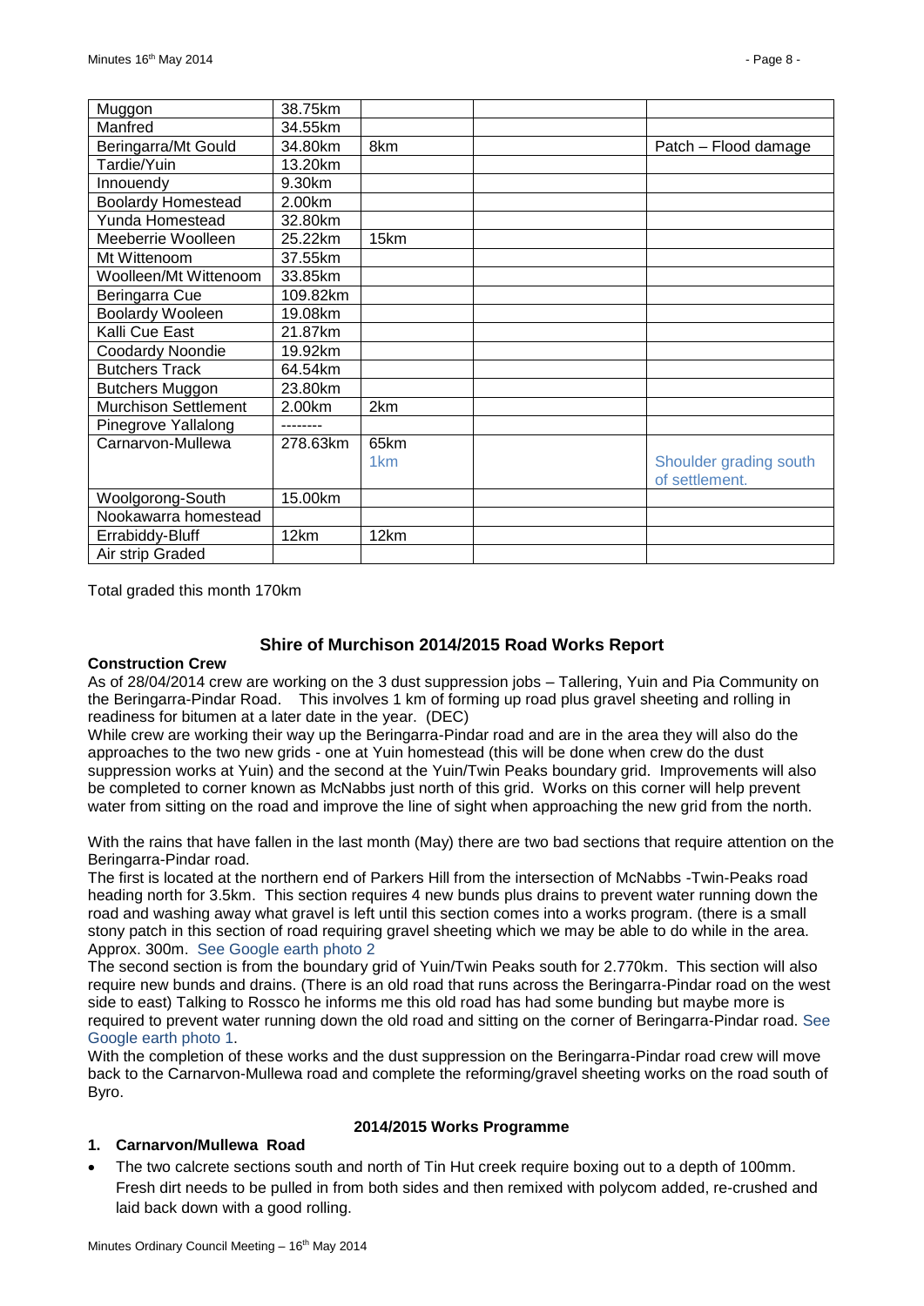| Muggon | 38.75km | | | |
|---|---|---|---|---|
| Manfred | 34.55km | | | |
| Beringarra/Mt Gould | 34.80km | 8km | | Patch – Flood damage |
| Tardie/Yuin | 13.20km | | | |
| Innouendy | 9.30km | | | |
| Boolardy Homestead | 2.00km | | | |
| Yunda Homestead | 32.80km | | | |
| Meeberrie Woolleen | 25.22km | 15km | | |
| Mt Wittenoom | 37.55km | | | |
| Woolleen/Mt Wittenoom | 33.85km | | | |
| Beringarra Cue | 109.82km | | | |
| Boolardy Wooleen | 19.08km | | | |
| Kalli Cue East | 21.87km | | | |
| Coodardy Noondie | 19.92km | | | |
| Butchers Track | 64.54km | | | |
| Butchers Muggon | 23.80km | | | |
| Murchison Settlement | 2.00km | 2km | | |
| Pinegrove Yallalong | -------- | | | |
| Carnarvon-Mullewa | 278.63km | 65km<br>1km | | Shoulder grading south of settlement. |
| Woolgorong-South | 15.00km | | | |
| Nookawarra homestead | | | | |
| Errabiddy-Bluff | 12km | 12km | | |
| Air strip Graded | | | | |

Total graded this month 170km

## Shire of Murchison 2014/2015 Road Works Report

**Construction Crew**

As of 28/04/2014 crew are working on the 3 dust suppression jobs – Tallering, Yuin and Pia Community on the Beringarra-Pindar Road. This involves 1 km of forming up road plus gravel sheeting and rolling in readiness for bitumen at a later date in the year. (DEC)

While crew are working their way up the Beringarra-Pindar road and are in the area they will also do the approaches to the two new grids - one at Yuin homestead (this will be done when crew do the dust suppression works at Yuin) and the second at the Yuin/Twin Peaks boundary grid. Improvements will also be completed to corner known as McNabbs just north of this grid. Works on this corner will help prevent water from sitting on the road and improve the line of sight when approaching the new grid from the north.

With the rains that have fallen in the last month (May) there are two bad sections that require attention on the Beringarra-Pindar road.

The first is located at the northern end of Parkers Hill from the intersection of McNabbs -Twin-Peaks road heading north for 3.5km. This section requires 4 new bunds plus drains to prevent water running down the road and washing away what gravel is left until this section comes into a works program. (there is a small stony patch in this section of road requiring gravel sheeting which we may be able to do while in the area. Approx. 300m. See Google earth photo 2

The second section is from the boundary grid of Yuin/Twin Peaks south for 2.770km. This section will also require new bunds and drains. (There is an old road that runs across the Beringarra-Pindar road on the west side to east) Talking to Rossco he informs me this old road has had some bunding but maybe more is required to prevent water running down the old road and sitting on the corner of Beringarra-Pindar road. See Google earth photo 1.

With the completion of these works and the dust suppression on the Beringarra-Pindar road crew will move back to the Carnarvon-Mullewa road and complete the reforming/gravel sheeting works on the road south of Byro.

### 2014/2015 Works Programme

**1. Carnarvon/Mullewa Road**

- The two calcrete sections south and north of Tin Hut creek require boxing out to a depth of 100mm. Fresh dirt needs to be pulled in from both sides and then remixed with polycom added, re-crushed and laid back down with a good rolling.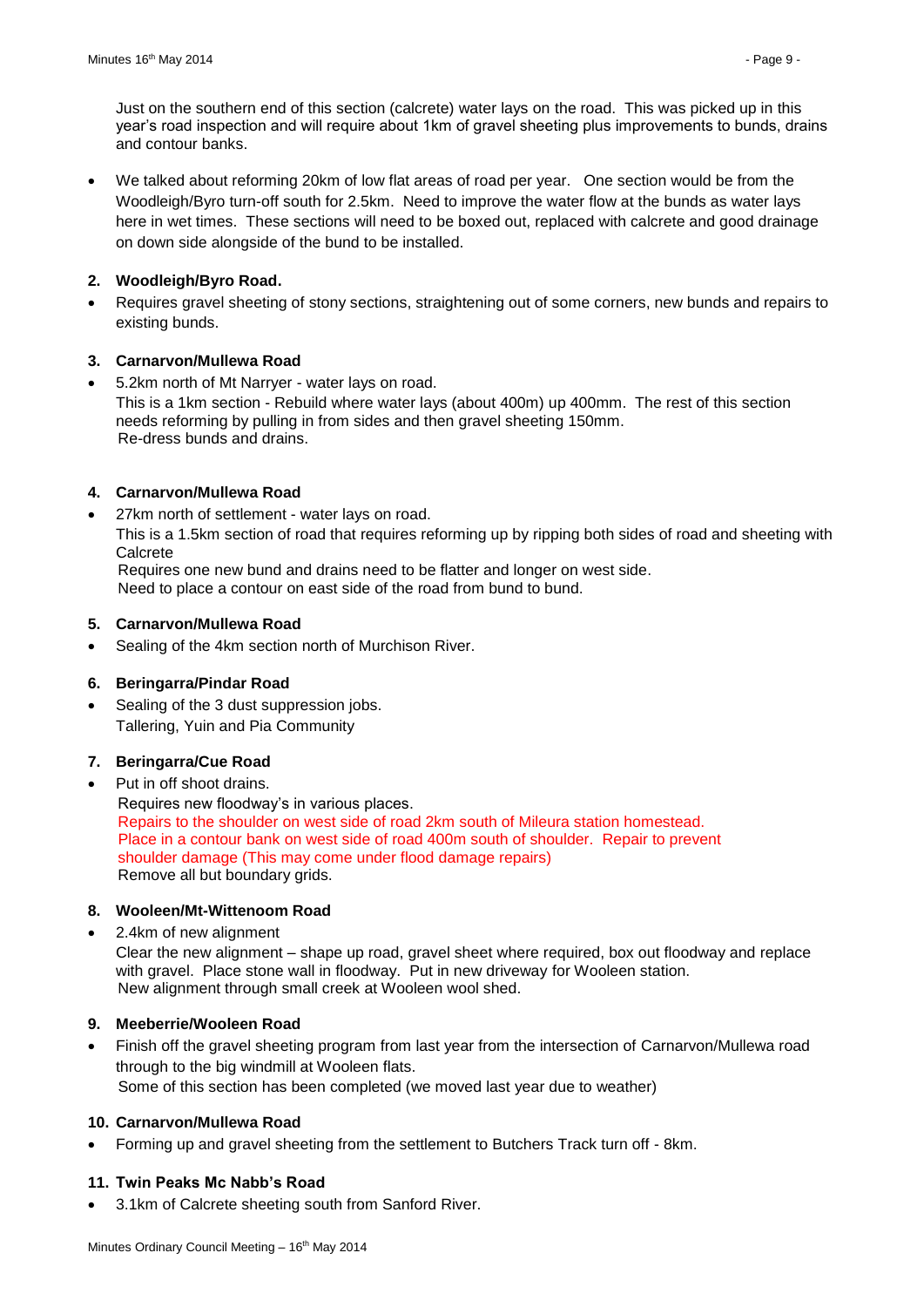Just on the southern end of this section (calcrete) water lays on the road. This was picked up in this year's road inspection and will require about 1km of gravel sheeting plus improvements to bunds, drains and contour banks.

- We talked about reforming 20km of low flat areas of road per year. One section would be from the Woodleigh/Byro turn-off south for 2.5km. Need to improve the water flow at the bunds as water lays here in wet times. These sections will need to be boxed out, replaced with calcrete and good drainage on down side alongside of the bund to be installed.

**2. Woodleigh/Byro Road.**

- Requires gravel sheeting of stony sections, straightening out of some corners, new bunds and repairs to existing bunds.

**3. Carnarvon/Mullewa Road**

- 5.2km north of Mt Narryer - water lays on road.
  This is a 1km section - Rebuild where water lays (about 400m) up 400mm. The rest of this section needs reforming by pulling in from sides and then gravel sheeting 150mm.
  Re-dress bunds and drains.

**4. Carnarvon/Mullewa Road**

- 27km north of settlement - water lays on road.
  This is a 1.5km section of road that requires reforming up by ripping both sides of road and sheeting with Calcrete
  Requires one new bund and drains need to be flatter and longer on west side.
  Need to place a contour on east side of the road from bund to bund.

**5. Carnarvon/Mullewa Road**

- Sealing of the 4km section north of Murchison River.

**6. Beringarra/Pindar Road**

- Sealing of the 3 dust suppression jobs.
  Tallering, Yuin and Pia Community

**7. Beringarra/Cue Road**

- Put in off shoot drains.
  Requires new floodway's in various places.
  Repairs to the shoulder on west side of road 2km south of Mileura station homestead.
  Place in a contour bank on west side of road 400m south of shoulder. Repair to prevent shoulder damage (This may come under flood damage repairs)
  Remove all but boundary grids.

**8. Wooleen/Mt-Wittenoom Road**

- 2.4km of new alignment
  Clear the new alignment – shape up road, gravel sheet where required, box out floodway and replace with gravel. Place stone wall in floodway. Put in new driveway for Wooleen station.
  New alignment through small creek at Wooleen wool shed.

**9. Meeberrie/Wooleen Road**

- Finish off the gravel sheeting program from last year from the intersection of Carnarvon/Mullewa road through to the big windmill at Wooleen flats.
  Some of this section has been completed (we moved last year due to weather)

**10. Carnarvon/Mullewa Road**

- Forming up and gravel sheeting from the settlement to Butchers Track turn off - 8km.

**11. Twin Peaks Mc Nabb's Road**

- 3.1km of Calcrete sheeting south from Sanford River.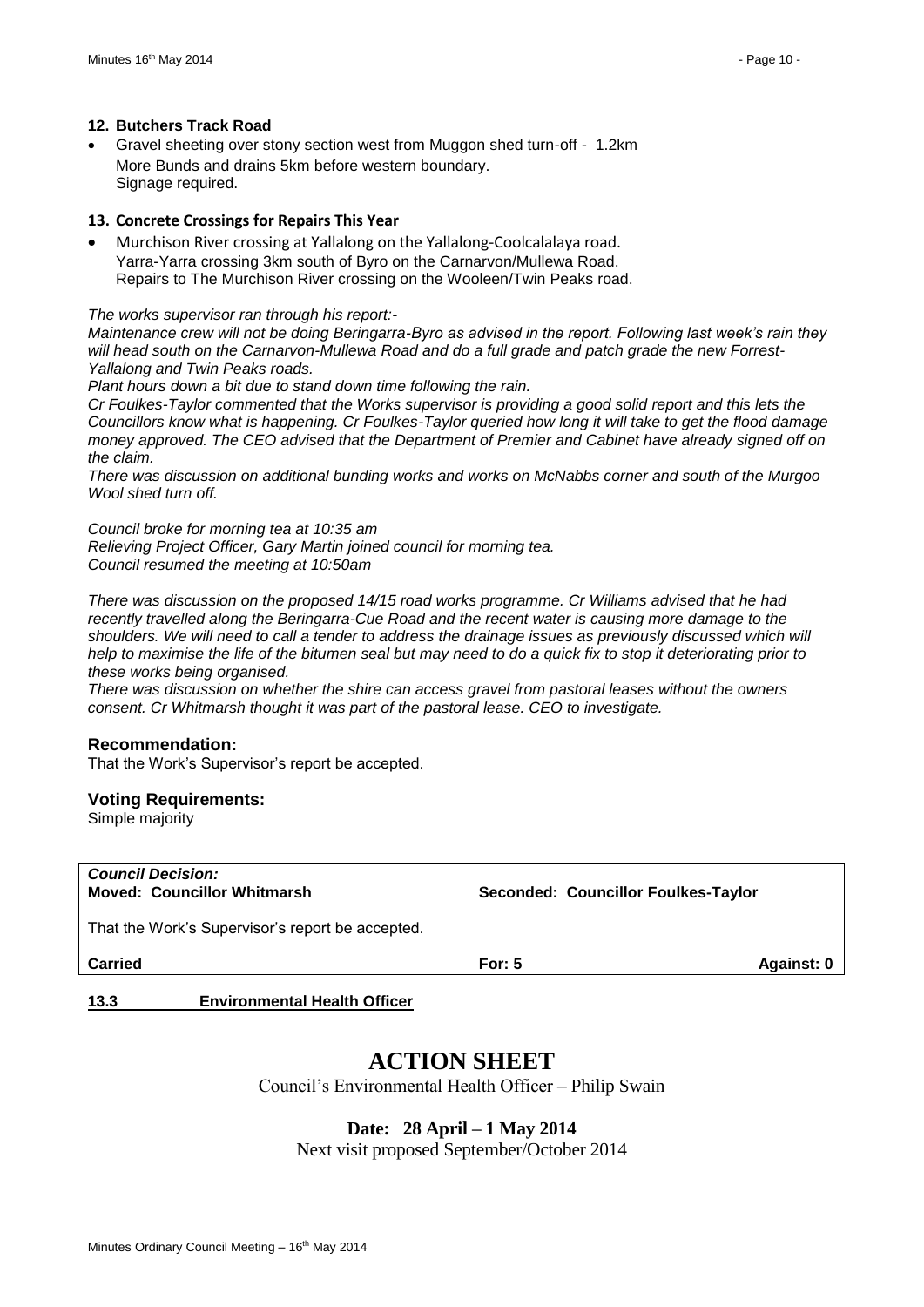**12. Butchers Track Road**

- Gravel sheeting over stony section west from Muggon shed turn-off - 1.2km
  More Bunds and drains 5km before western boundary.
  Signage required.

**13. Concrete Crossings for Repairs This Year**

- Murchison River crossing at Yallalong on the Yallalong-Coolcalalaya road.
  Yarra-Yarra crossing 3km south of Byro on the Carnarvon/Mullewa Road.
  Repairs to The Murchison River crossing on the Wooleen/Twin Peaks road.

*The works supervisor ran through his report:-*

*Maintenance crew will not be doing Beringarra-Byro as advised in the report. Following last week's rain they will head south on the Carnarvon-Mullewa Road and do a full grade and patch grade the new Forrest-Yallalong and Twin Peaks roads.*

*Plant hours down a bit due to stand down time following the rain.*

*Cr Foulkes-Taylor commented that the Works supervisor is providing a good solid report and this lets the Councillors know what is happening. Cr Foulkes-Taylor queried how long it will take to get the flood damage money approved. The CEO advised that the Department of Premier and Cabinet have already signed off on the claim.*

*There was discussion on additional bunding works and works on McNabbs corner and south of the Murgoo Wool shed turn off.*

*Council broke for morning tea at 10:35 am*
*Relieving Project Officer, Gary Martin joined council for morning tea.*
*Council resumed the meeting at 10:50am*

*There was discussion on the proposed 14/15 road works programme. Cr Williams advised that he had recently travelled along the Beringarra-Cue Road and the recent water is causing more damage to the shoulders. We will need to call a tender to address the drainage issues as previously discussed which will help to maximise the life of the bitumen seal but may need to do a quick fix to stop it deteriorating prior to these works being organised.*

*There was discussion on whether the shire can access gravel from pastoral leases without the owners consent. Cr Whitmarsh thought it was part of the pastoral lease. CEO to investigate.*

### Recommendation:

That the Work's Supervisor's report be accepted.

### Voting Requirements:

Simple majority

***Council Decision:***

**Moved: Councillor Whitmarsh** **Seconded: Councillor Foulkes-Taylor**

That the Work's Supervisor's report be accepted.

**Carried** **For: 5** **Against: 0**

**13.3 Environmental Health Officer**

# ACTION SHEET

Council's Environmental Health Officer – Philip Swain

**Date: 28 April – 1 May 2014**

Next visit proposed September/October 2014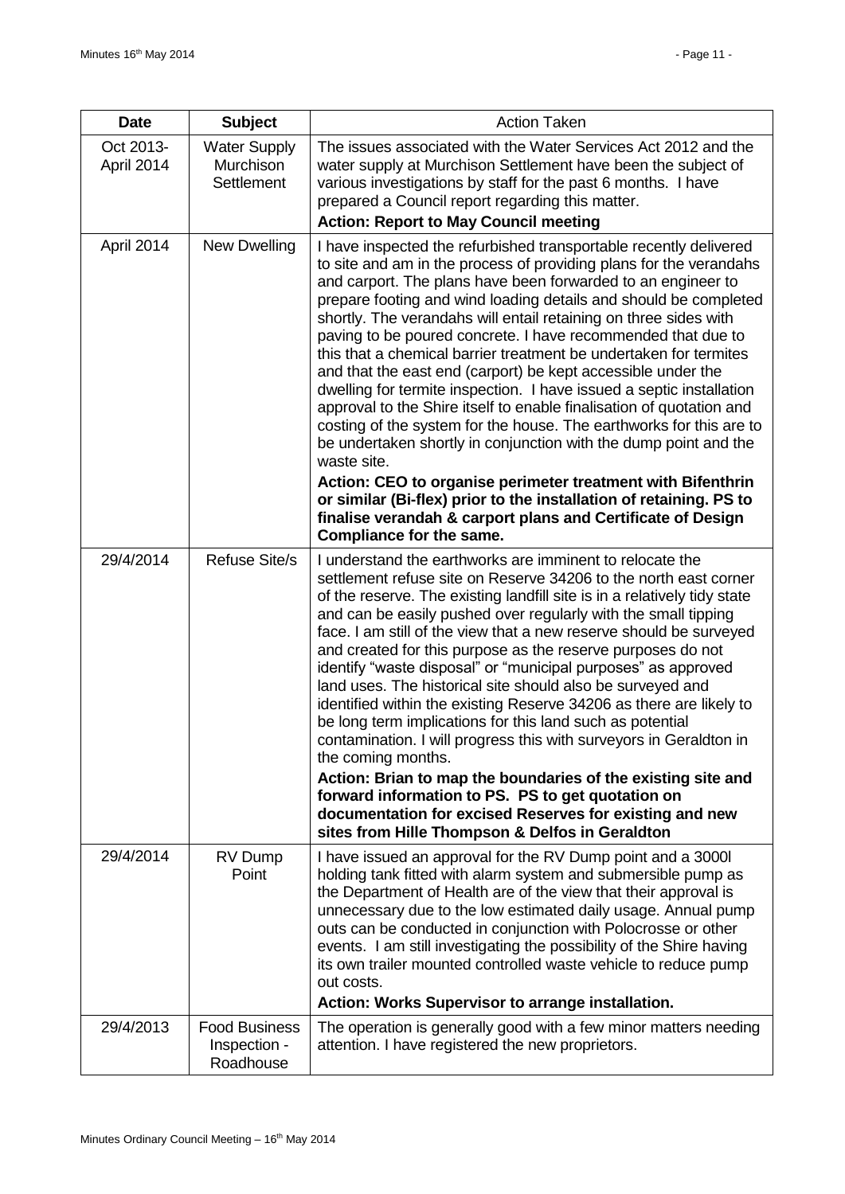| Date | Subject | Action Taken |
|---|---|---|
| Oct 2013- April 2014 | Water Supply Murchison Settlement | The issues associated with the Water Services Act 2012 and the water supply at Murchison Settlement have been the subject of various investigations by staff for the past 6 months. I have prepared a Council report regarding this matter.<br>**Action: Report to May Council meeting** |
| April 2014 | New Dwelling | I have inspected the refurbished transportable recently delivered to site and am in the process of providing plans for the verandahs and carport. The plans have been forwarded to an engineer to prepare footing and wind loading details and should be completed shortly. The verandahs will entail retaining on three sides with paving to be poured concrete. I have recommended that due to this that a chemical barrier treatment be undertaken for termites and that the east end (carport) be kept accessible under the dwelling for termite inspection. I have issued a septic installation approval to the Shire itself to enable finalisation of quotation and costing of the system for the house. The earthworks for this are to be undertaken shortly in conjunction with the dump point and the waste site.<br>**Action: CEO to organise perimeter treatment with Bifenthrin or similar (Bi-flex) prior to the installation of retaining. PS to finalise verandah & carport plans and Certificate of Design Compliance for the same.** |
| 29/4/2014 | Refuse Site/s | I understand the earthworks are imminent to relocate the settlement refuse site on Reserve 34206 to the north east corner of the reserve. The existing landfill site is in a relatively tidy state and can be easily pushed over regularly with the small tipping face. I am still of the view that a new reserve should be surveyed and created for this purpose as the reserve purposes do not identify "waste disposal" or "municipal purposes" as approved land uses. The historical site should also be surveyed and identified within the existing Reserve 34206 as there are likely to be long term implications for this land such as potential contamination. I will progress this with surveyors in Geraldton in the coming months.<br>**Action: Brian to map the boundaries of the existing site and forward information to PS. PS to get quotation on documentation for excised Reserves for existing and new sites from Hille Thompson & Delfos in Geraldton** |
| 29/4/2014 | RV Dump Point | I have issued an approval for the RV Dump point and a 3000l holding tank fitted with alarm system and submersible pump as the Department of Health are of the view that their approval is unnecessary due to the low estimated daily usage. Annual pump outs can be conducted in conjunction with Polocrosse or other events. I am still investigating the possibility of the Shire having its own trailer mounted controlled waste vehicle to reduce pump out costs.<br>**Action: Works Supervisor to arrange installation.** |
| 29/4/2013 | Food Business Inspection - Roadhouse | The operation is generally good with a few minor matters needing attention. I have registered the new proprietors. |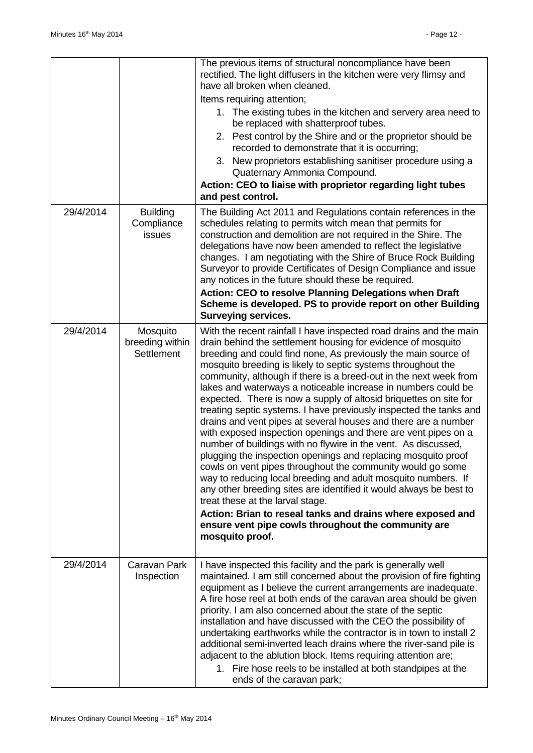| | | |
|---|---|---|
| | | The previous items of structural noncompliance have been rectified. The light diffusers in the kitchen were very flimsy and have all broken when cleaned.<br>Items requiring attention;<br>1. The existing tubes in the kitchen and servery area need to be replaced with shatterproof tubes.<br>2. Pest control by the Shire and or the proprietor should be recorded to demonstrate that it is occurring;<br>3. New proprietors establishing sanitiser procedure using a Quaternary Ammonia Compound.<br>**Action: CEO to liaise with proprietor regarding light tubes and pest control.** |
| 29/4/2014 | Building Compliance issues | The Building Act 2011 and Regulations contain references in the schedules relating to permits witch mean that permits for construction and demolition are not required in the Shire. The delegations have now been amended to reflect the legislative changes. I am negotiating with the Shire of Bruce Rock Building Surveyor to provide Certificates of Design Compliance and issue any notices in the future should these be required.<br>**Action: CEO to resolve Planning Delegations when Draft Scheme is developed. PS to provide report on other Building Surveying services.** |
| 29/4/2014 | Mosquito breeding within Settlement | With the recent rainfall I have inspected road drains and the main drain behind the settlement housing for evidence of mosquito breeding and could find none, As previously the main source of mosquito breeding is likely to septic systems throughout the community, although if there is a breed-out in the next week from lakes and waterways a noticeable increase in numbers could be expected. There is now a supply of altosid briquettes on site for treating septic systems. I have previously inspected the tanks and drains and vent pipes at several houses and there are a number with exposed inspection openings and there are vent pipes on a number of buildings with no flywire in the vent. As discussed, plugging the inspection openings and replacing mosquito proof cowls on vent pipes throughout the community would go some way to reducing local breeding and adult mosquito numbers. If any other breeding sites are identified it would always be best to treat these at the larval stage.<br>**Action: Brian to reseal tanks and drains where exposed and ensure vent pipe cowls throughout the community are mosquito proof.** |
| 29/4/2014 | Caravan Park Inspection | I have inspected this facility and the park is generally well maintained. I am still concerned about the provision of fire fighting equipment as I believe the current arrangements are inadequate. A fire hose reel at both ends of the caravan area should be given priority. I am also concerned about the state of the septic installation and have discussed with the CEO the possibility of undertaking earthworks while the contractor is in town to install 2 additional semi-inverted leach drains where the river-sand pile is adjacent to the ablution block. Items requiring attention are;<br>1. Fire hose reels to be installed at both standpipes at the ends of the caravan park; |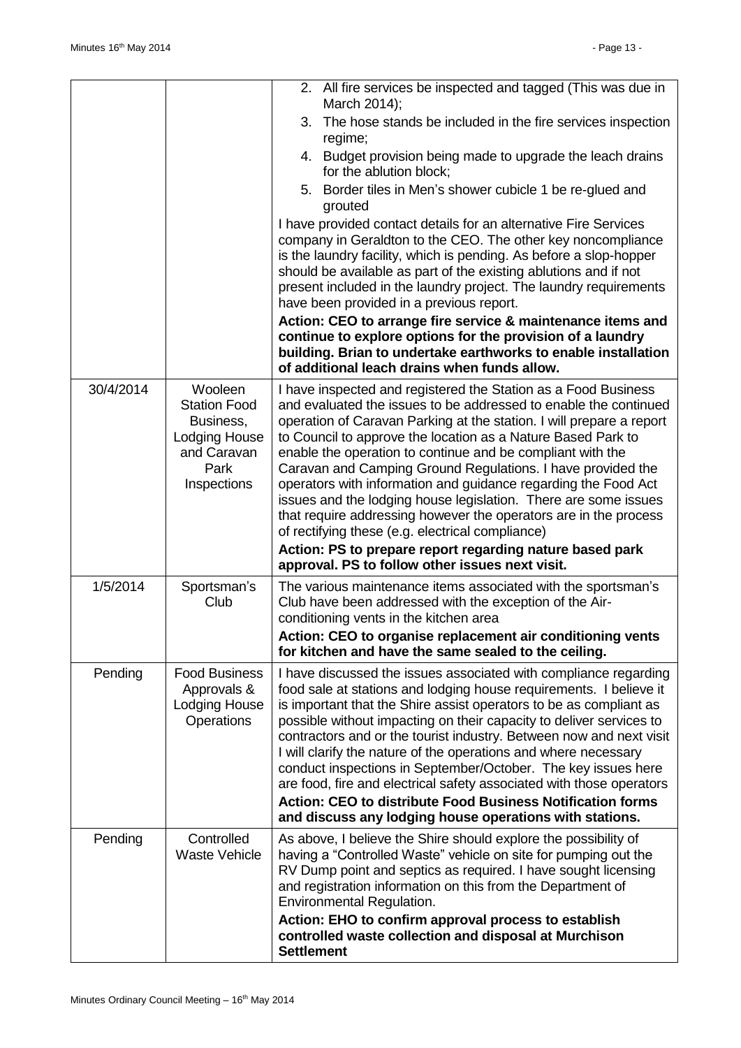| | | |
|---|---|---|
| | | 2. All fire services be inspected and tagged (This was due in March 2014);<br>3. The hose stands be included in the fire services inspection regime;<br>4. Budget provision being made to upgrade the leach drains for the ablution block;<br>5. Border tiles in Men's shower cubicle 1 be re-glued and grouted<br><br>I have provided contact details for an alternative Fire Services company in Geraldton to the CEO. The other key noncompliance is the laundry facility, which is pending. As before a slop-hopper should be available as part of the existing ablutions and if not present included in the laundry project. The laundry requirements have been provided in a previous report.<br>**Action: CEO to arrange fire service & maintenance items and continue to explore options for the provision of a laundry building. Brian to undertake earthworks to enable installation of additional leach drains when funds allow.** |
| 30/4/2014 | Wooleen Station Food Business, Lodging House and Caravan Park Inspections | I have inspected and registered the Station as a Food Business and evaluated the issues to be addressed to enable the continued operation of Caravan Parking at the station. I will prepare a report to Council to approve the location as a Nature Based Park to enable the operation to continue and be compliant with the Caravan and Camping Ground Regulations. I have provided the operators with information and guidance regarding the Food Act issues and the lodging house legislation. There are some issues that require addressing however the operators are in the process of rectifying these (e.g. electrical compliance)<br>**Action: PS to prepare report regarding nature based park approval. PS to follow other issues next visit.** |
| 1/5/2014 | Sportsman's Club | The various maintenance items associated with the sportsman's Club have been addressed with the exception of the Air-conditioning vents in the kitchen area<br>**Action: CEO to organise replacement air conditioning vents for kitchen and have the same sealed to the ceiling.** |
| Pending | Food Business Approvals & Lodging House Operations | I have discussed the issues associated with compliance regarding food sale at stations and lodging house requirements. I believe it is important that the Shire assist operators to be as compliant as possible without impacting on their capacity to deliver services to contractors and or the tourist industry. Between now and next visit I will clarify the nature of the operations and where necessary conduct inspections in September/October. The key issues here are food, fire and electrical safety associated with those operators<br>**Action: CEO to distribute Food Business Notification forms and discuss any lodging house operations with stations.** |
| Pending | Controlled Waste Vehicle | As above, I believe the Shire should explore the possibility of having a "Controlled Waste" vehicle on site for pumping out the RV Dump point and septics as required. I have sought licensing and registration information on this from the Department of Environmental Regulation.<br>**Action: EHO to confirm approval process to establish controlled waste collection and disposal at Murchison Settlement** |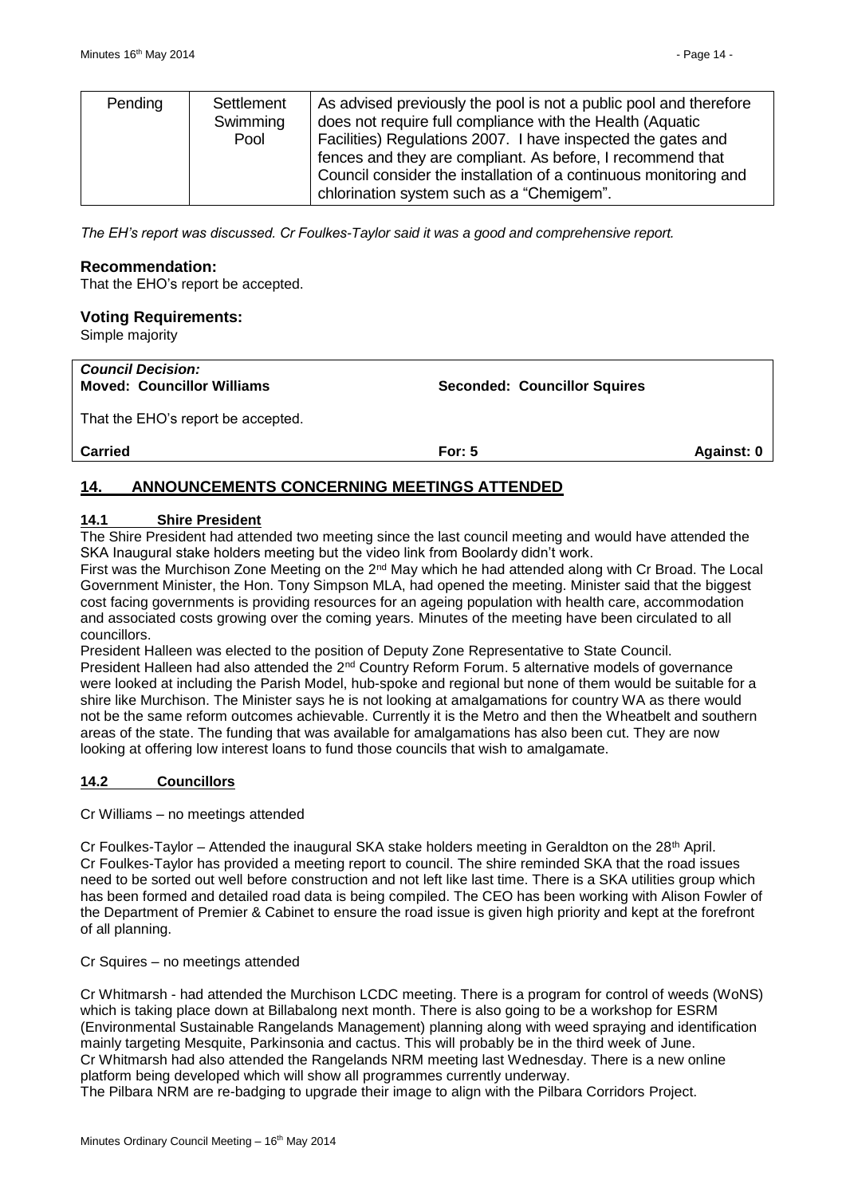| Pending | Settlement Swimming Pool | As advised previously the pool is not a public pool and therefore does not require full compliance with the Health (Aquatic Facilities) Regulations 2007. I have inspected the gates and fences and they are compliant. As before, I recommend that Council consider the installation of a continuous monitoring and chlorination system such as a "Chemigem". |
|---|---|---|

*The EH's report was discussed. Cr Foulkes-Taylor said it was a good and comprehensive report.*

### Recommendation:

That the EHO's report be accepted.

### Voting Requirements:

Simple majority

| ***Council Decision:*** **Moved: Councillor Williams** | **Seconded: Councillor Squires** | |
|---|---|---|
| That the EHO's report be accepted. | | |
| **Carried** | **For: 5** | **Against: 0** |

## 14. ANNOUNCEMENTS CONCERNING MEETINGS ATTENDED

### 14.1 Shire President

The Shire President had attended two meeting since the last council meeting and would have attended the SKA Inaugural stake holders meeting but the video link from Boolardy didn't work.

First was the Murchison Zone Meeting on the 2nd May which he had attended along with Cr Broad. The Local Government Minister, the Hon. Tony Simpson MLA, had opened the meeting. Minister said that the biggest cost facing governments is providing resources for an ageing population with health care, accommodation and associated costs growing over the coming years. Minutes of the meeting have been circulated to all councillors.

President Halleen was elected to the position of Deputy Zone Representative to State Council.

President Halleen had also attended the 2nd Country Reform Forum. 5 alternative models of governance were looked at including the Parish Model, hub-spoke and regional but none of them would be suitable for a shire like Murchison. The Minister says he is not looking at amalgamations for country WA as there would not be the same reform outcomes achievable. Currently it is the Metro and then the Wheatbelt and southern areas of the state. The funding that was available for amalgamations has also been cut. They are now looking at offering low interest loans to fund those councils that wish to amalgamate.

### 14.2 Councillors

Cr Williams – no meetings attended

Cr Foulkes-Taylor – Attended the inaugural SKA stake holders meeting in Geraldton on the 28th April. Cr Foulkes-Taylor has provided a meeting report to council. The shire reminded SKA that the road issues need to be sorted out well before construction and not left like last time. There is a SKA utilities group which has been formed and detailed road data is being compiled. The CEO has been working with Alison Fowler of the Department of Premier & Cabinet to ensure the road issue is given high priority and kept at the forefront of all planning.

Cr Squires – no meetings attended

Cr Whitmarsh - had attended the Murchison LCDC meeting. There is a program for control of weeds (WoNS) which is taking place down at Billabalong next month. There is also going to be a workshop for ESRM (Environmental Sustainable Rangelands Management) planning along with weed spraying and identification mainly targeting Mesquite, Parkinsonia and cactus. This will probably be in the third week of June.

Cr Whitmarsh had also attended the Rangelands NRM meeting last Wednesday. There is a new online platform being developed which will show all programmes currently underway.

The Pilbara NRM are re-badging to upgrade their image to align with the Pilbara Corridors Project.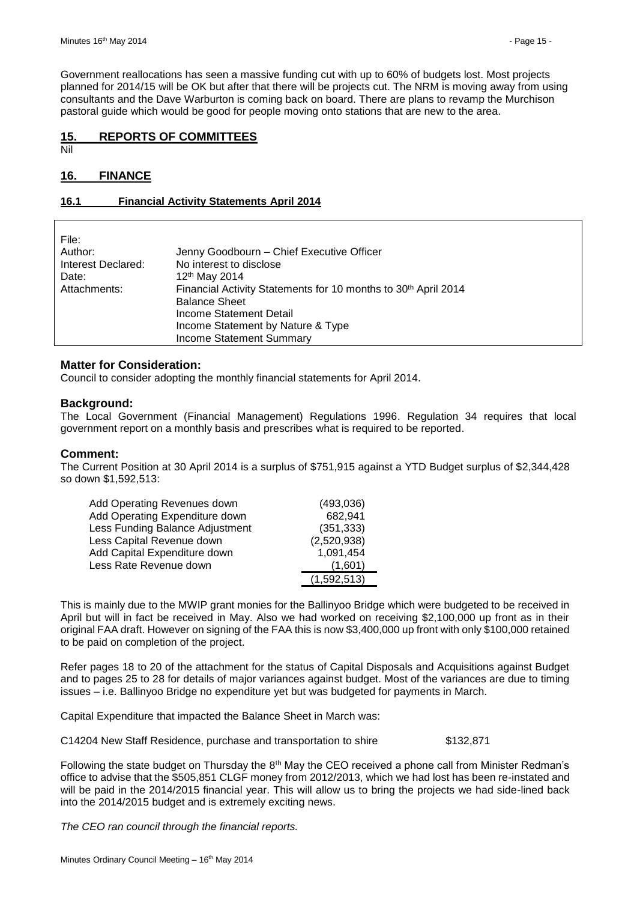Government reallocations has seen a massive funding cut with up to 60% of budgets lost. Most projects planned for 2014/15 will be OK but after that there will be projects cut. The NRM is moving away from using consultants and the Dave Warburton is coming back on board. There are plans to revamp the Murchison pastoral guide which would be good for people moving onto stations that are new to the area.

## 15. REPORTS OF COMMITTEES

Nil

## 16. FINANCE

### 16.1 Financial Activity Statements April 2014

| | |
|---|---|
| File: | |
| Author: | Jenny Goodbourn – Chief Executive Officer |
| Interest Declared: | No interest to disclose |
| Date: | 12th May 2014 |
| Attachments: | Financial Activity Statements for 10 months to 30th April 2014<br>Balance Sheet<br>Income Statement Detail<br>Income Statement by Nature & Type<br>Income Statement Summary |

**Matter for Consideration:**

Council to consider adopting the monthly financial statements for April 2014.

**Background:**

The Local Government (Financial Management) Regulations 1996. Regulation 34 requires that local government report on a monthly basis and prescribes what is required to be reported.

**Comment:**

The Current Position at 30 April 2014 is a surplus of $751,915 against a YTD Budget surplus of $2,344,428 so down $1,592,513:

| | |
|---|---|
| Add Operating Revenues down | (493,036) |
| Add Operating Expenditure down | 682,941 |
| Less Funding Balance Adjustment | (351,333) |
| Less Capital Revenue down | (2,520,938) |
| Add Capital Expenditure down | 1,091,454 |
| Less Rate Revenue down | (1,601) |
| | (1,592,513) |

This is mainly due to the MWIP grant monies for the Ballinyoo Bridge which were budgeted to be received in April but will in fact be received in May. Also we had worked on receiving $2,100,000 up front as in their original FAA draft. However on signing of the FAA this is now $3,400,000 up front with only $100,000 retained to be paid on completion of the project.

Refer pages 18 to 20 of the attachment for the status of Capital Disposals and Acquisitions against Budget and to pages 25 to 28 for details of major variances against budget. Most of the variances are due to timing issues – i.e. Ballinyoo Bridge no expenditure yet but was budgeted for payments in March.

Capital Expenditure that impacted the Balance Sheet in March was:

C14204 New Staff Residence, purchase and transportation to shire $132,871

Following the state budget on Thursday the 8th May the CEO received a phone call from Minister Redman's office to advise that the $505,851 CLGF money from 2012/2013, which we had lost has been re-instated and will be paid in the 2014/2015 financial year. This will allow us to bring the projects we had side-lined back into the 2014/2015 budget and is extremely exciting news.

*The CEO ran council through the financial reports.*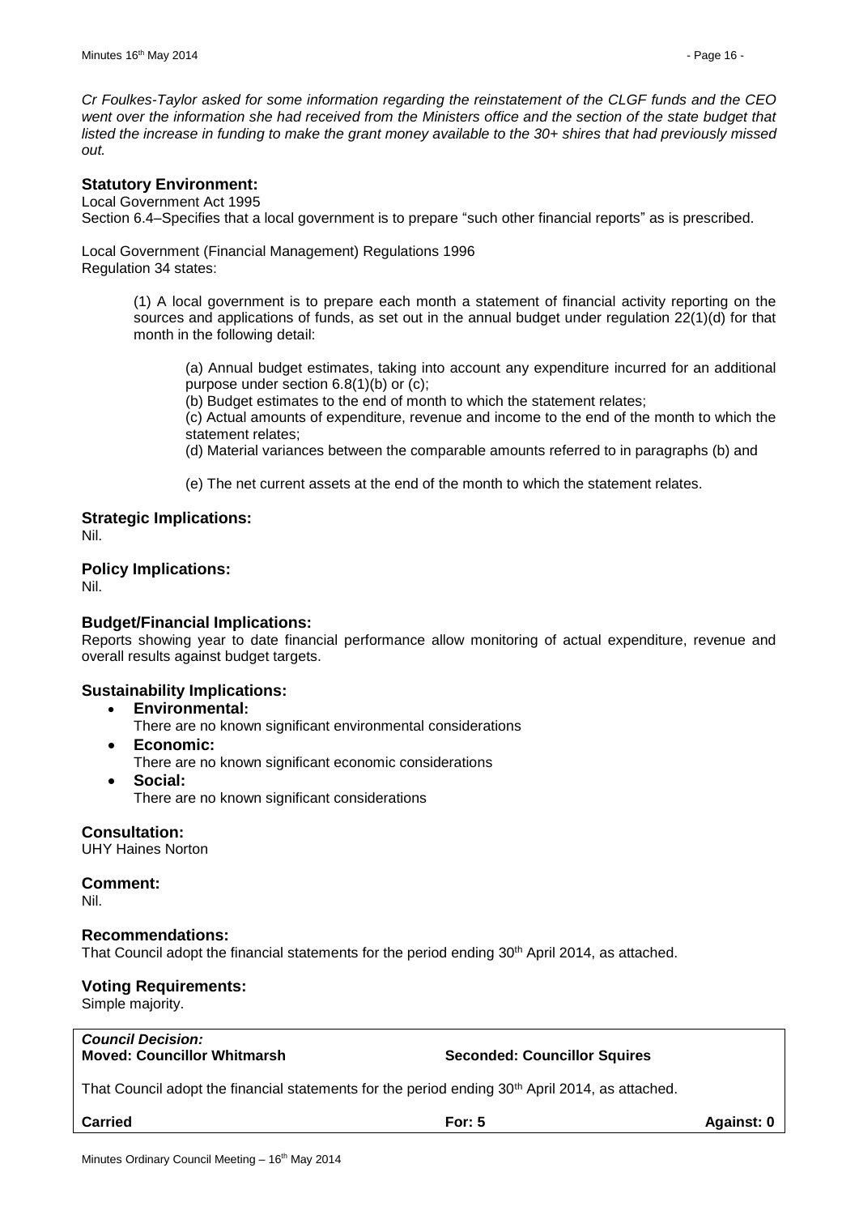*Cr Foulkes-Taylor asked for some information regarding the reinstatement of the CLGF funds and the CEO went over the information she had received from the Ministers office and the section of the state budget that listed the increase in funding to make the grant money available to the 30+ shires that had previously missed out.*

### Statutory Environment:

Local Government Act 1995
Section 6.4–Specifies that a local government is to prepare "such other financial reports" as is prescribed.

Local Government (Financial Management) Regulations 1996
Regulation 34 states:

> (1) A local government is to prepare each month a statement of financial activity reporting on the sources and applications of funds, as set out in the annual budget under regulation 22(1)(d) for that month in the following detail:
>
> > (a) Annual budget estimates, taking into account any expenditure incurred for an additional purpose under section 6.8(1)(b) or (c);
> >
> > (b) Budget estimates to the end of month to which the statement relates;
> >
> > (c) Actual amounts of expenditure, revenue and income to the end of the month to which the statement relates;
> >
> > (d) Material variances between the comparable amounts referred to in paragraphs (b) and
> >
> > (e) The net current assets at the end of the month to which the statement relates.

### Strategic Implications:

Nil.

### Policy Implications:

Nil.

### Budget/Financial Implications:

Reports showing year to date financial performance allow monitoring of actual expenditure, revenue and overall results against budget targets.

### Sustainability Implications:

- **Environmental:**
  There are no known significant environmental considerations
- **Economic:**
  There are no known significant economic considerations
- **Social:**
  There are no known significant considerations

### Consultation:

UHY Haines Norton

### Comment:

Nil.

### Recommendations:

That Council adopt the financial statements for the period ending 30th April 2014, as attached.

### Voting Requirements:

Simple majority.

***Council Decision:***
**Moved: Councillor Whitmarsh** **Seconded: Councillor Squires**

That Council adopt the financial statements for the period ending 30th April 2014, as attached.

**Carried** **For: 5** **Against: 0**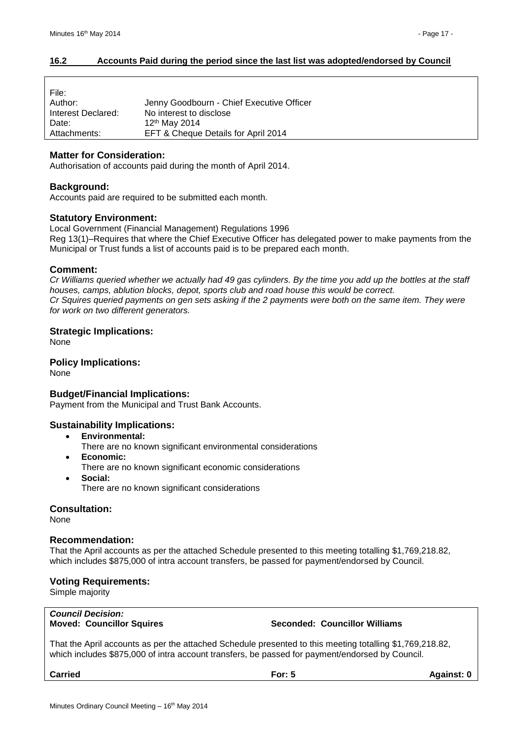### 16.2 Accounts Paid during the period since the last list was adopted/endorsed by Council

| | |
|---|---|
| File: | |
| Author: | Jenny Goodbourn - Chief Executive Officer |
| Interest Declared: | No interest to disclose |
| Date: | 12th May 2014 |
| Attachments: | EFT & Cheque Details for April 2014 |

#### Matter for Consideration:

Authorisation of accounts paid during the month of April 2014.

#### Background:

Accounts paid are required to be submitted each month.

#### Statutory Environment:

Local Government (Financial Management) Regulations 1996

Reg 13(1)–Requires that where the Chief Executive Officer has delegated power to make payments from the Municipal or Trust funds a list of accounts paid is to be prepared each month.

#### Comment:

*Cr Williams queried whether we actually had 49 gas cylinders. By the time you add up the bottles at the staff houses, camps, ablution blocks, depot, sports club and road house this would be correct.*

*Cr Squires queried payments on gen sets asking if the 2 payments were both on the same item. They were for work on two different generators.*

#### Strategic Implications:

None

#### Policy Implications:

None

#### Budget/Financial Implications:

Payment from the Municipal and Trust Bank Accounts.

#### Sustainability Implications:

- **Environmental:**
  There are no known significant environmental considerations
- **Economic:**
  There are no known significant economic considerations
- **Social:**
  There are no known significant considerations

#### Consultation:

None

#### Recommendation:

That the April accounts as per the attached Schedule presented to this meeting totalling $1,769,218.82, which includes $875,000 of intra account transfers, be passed for payment/endorsed by Council.

#### Voting Requirements:

Simple majority

***Council Decision:***

**Moved: Councillor Squires** **Seconded: Councillor Williams**

That the April accounts as per the attached Schedule presented to this meeting totalling $1,769,218.82, which includes $875,000 of intra account transfers, be passed for payment/endorsed by Council.

**Carried** **For: 5** **Against: 0**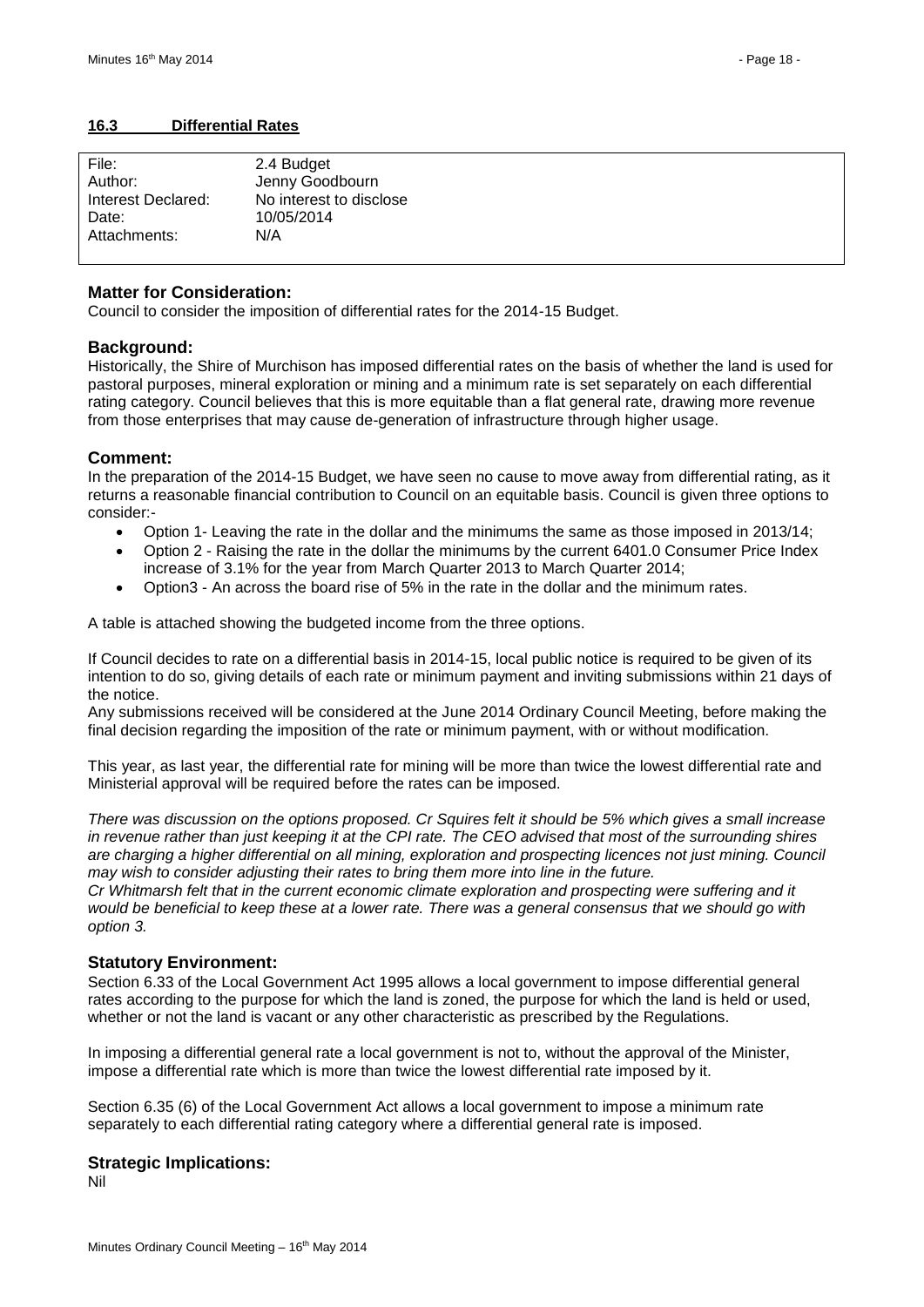## 16.3 Differential Rates

| | |
|---|---|
| File: | 2.4 Budget |
| Author: | Jenny Goodbourn |
| Interest Declared: | No interest to disclose |
| Date: | 10/05/2014 |
| Attachments: | N/A |

### Matter for Consideration:

Council to consider the imposition of differential rates for the 2014-15 Budget.

### Background:

Historically, the Shire of Murchison has imposed differential rates on the basis of whether the land is used for pastoral purposes, mineral exploration or mining and a minimum rate is set separately on each differential rating category. Council believes that this is more equitable than a flat general rate, drawing more revenue from those enterprises that may cause de-generation of infrastructure through higher usage.

### Comment:

In the preparation of the 2014-15 Budget, we have seen no cause to move away from differential rating, as it returns a reasonable financial contribution to Council on an equitable basis. Council is given three options to consider:-

- Option 1- Leaving the rate in the dollar and the minimums the same as those imposed in 2013/14;
- Option 2 - Raising the rate in the dollar the minimums by the current 6401.0 Consumer Price Index increase of 3.1% for the year from March Quarter 2013 to March Quarter 2014;
- Option3 - An across the board rise of 5% in the rate in the dollar and the minimum rates.

A table is attached showing the budgeted income from the three options.

If Council decides to rate on a differential basis in 2014-15, local public notice is required to be given of its intention to do so, giving details of each rate or minimum payment and inviting submissions within 21 days of the notice.

Any submissions received will be considered at the June 2014 Ordinary Council Meeting, before making the final decision regarding the imposition of the rate or minimum payment, with or without modification.

This year, as last year, the differential rate for mining will be more than twice the lowest differential rate and Ministerial approval will be required before the rates can be imposed.

*There was discussion on the options proposed. Cr Squires felt it should be 5% which gives a small increase in revenue rather than just keeping it at the CPI rate. The CEO advised that most of the surrounding shires are charging a higher differential on all mining, exploration and prospecting licences not just mining. Council may wish to consider adjusting their rates to bring them more into line in the future.*

*Cr Whitmarsh felt that in the current economic climate exploration and prospecting were suffering and it would be beneficial to keep these at a lower rate. There was a general consensus that we should go with option 3.*

### Statutory Environment:

Section 6.33 of the Local Government Act 1995 allows a local government to impose differential general rates according to the purpose for which the land is zoned, the purpose for which the land is held or used, whether or not the land is vacant or any other characteristic as prescribed by the Regulations.

In imposing a differential general rate a local government is not to, without the approval of the Minister, impose a differential rate which is more than twice the lowest differential rate imposed by it.

Section 6.35 (6) of the Local Government Act allows a local government to impose a minimum rate separately to each differential rating category where a differential general rate is imposed.

### Strategic Implications:

Nil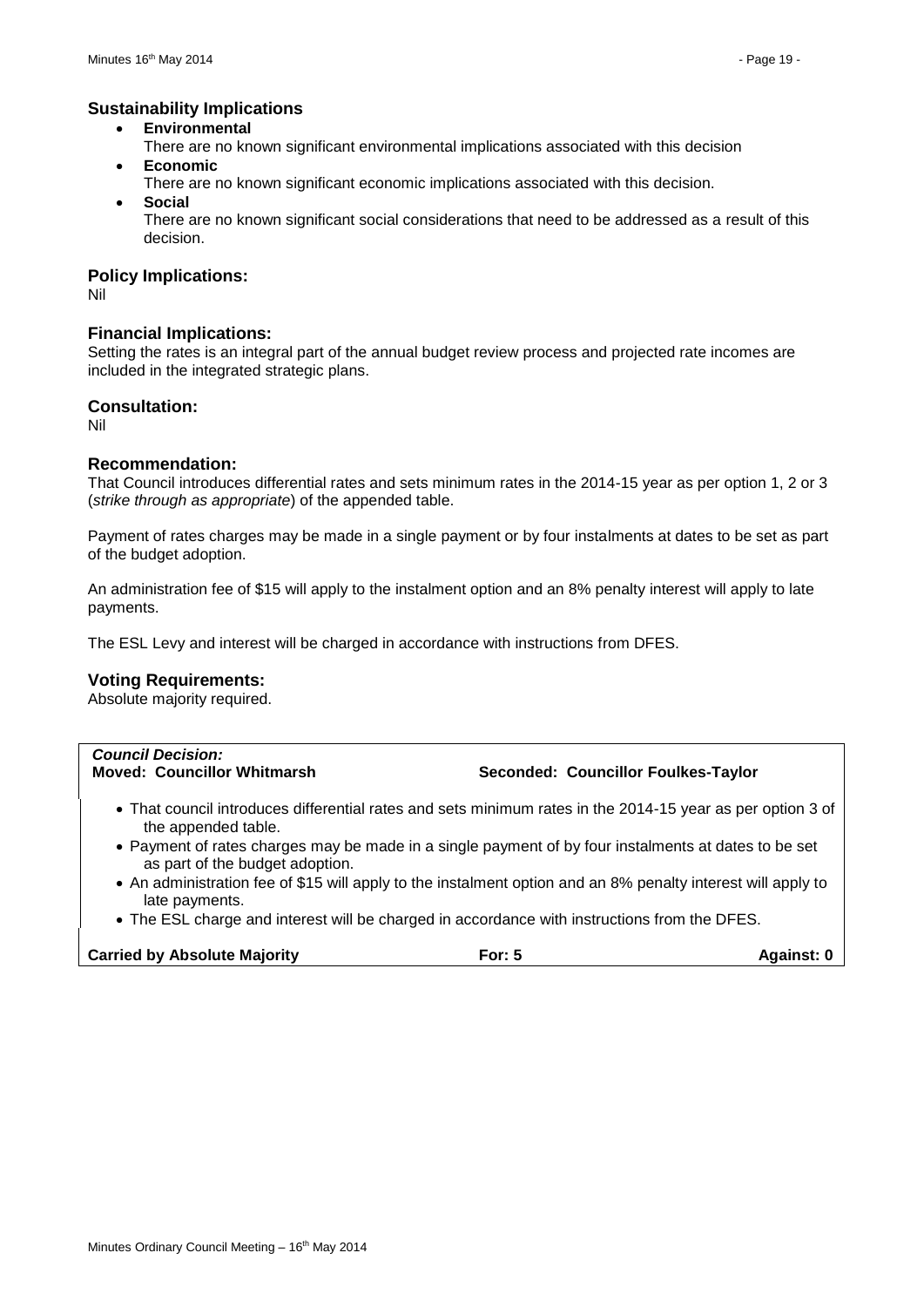### Sustainability Implications

- **Environmental**
  There are no known significant environmental implications associated with this decision
- **Economic**
  There are no known significant economic implications associated with this decision.
- **Social**
  There are no known significant social considerations that need to be addressed as a result of this decision.

### Policy Implications:

Nil

### Financial Implications:

Setting the rates is an integral part of the annual budget review process and projected rate incomes are included in the integrated strategic plans.

### Consultation:

Nil

### Recommendation:

That Council introduces differential rates and sets minimum rates in the 2014-15 year as per option 1, 2 or 3 (*strike through as appropriate*) of the appended table.

Payment of rates charges may be made in a single payment or by four instalments at dates to be set as part of the budget adoption.

An administration fee of $15 will apply to the instalment option and an 8% penalty interest will apply to late payments.

The ESL Levy and interest will be charged in accordance with instructions from DFES.

### Voting Requirements:

Absolute majority required.

***Council Decision:***
**Moved: Councillor Whitmarsh** **Seconded: Councillor Foulkes-Taylor**

- That council introduces differential rates and sets minimum rates in the 2014-15 year as per option 3 of the appended table.
- Payment of rates charges may be made in a single payment of by four instalments at dates to be set as part of the budget adoption.
- An administration fee of $15 will apply to the instalment option and an 8% penalty interest will apply to late payments.
- The ESL charge and interest will be charged in accordance with instructions from the DFES.

**Carried by Absolute Majority** **For: 5** **Against: 0**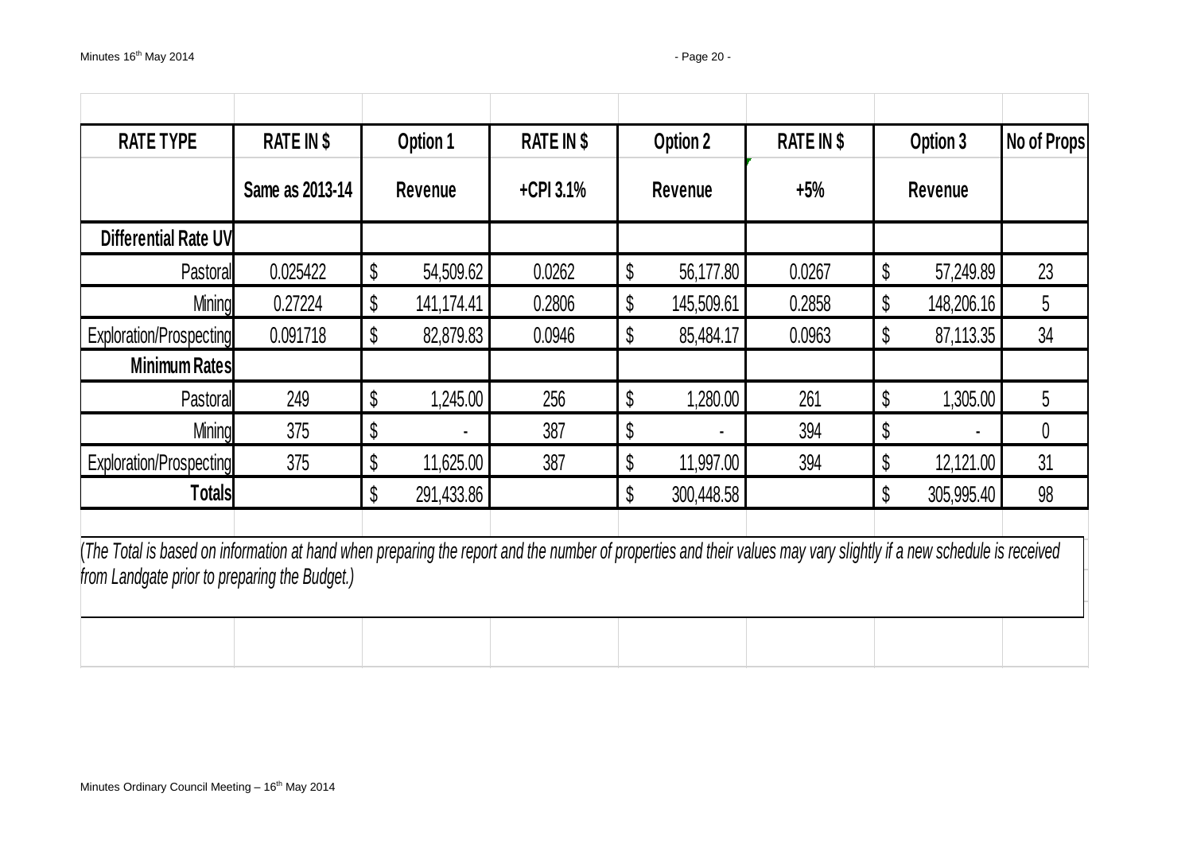| RATE TYPE | RATE IN $ | Option 1 | RATE IN $ | Option 2 | RATE IN $ | Option 3 | No of Props |
|---|---|---|---|---|---|---|---|
| | Same as 2013-14 | Revenue | +CPI 3.1% | Revenue | +5% | Revenue | |
| **Differential Rate UV** | | | | | | | |
| Pastoral | 0.025422 | $ 54,509.62 | 0.0262 | $ 56,177.80 | 0.0267 | $ 57,249.89 | 23 |
| Mining | 0.27224 | $ 141,174.41 | 0.2806 | $ 145,509.61 | 0.2858 | $ 148,206.16 | 5 |
| Exploration/Prospecting | 0.091718 | $ 82,879.83 | 0.0946 | $ 85,484.17 | 0.0963 | $ 87,113.35 | 34 |
| **Minimum Rates** | | | | | | | |
| Pastoral | 249 | $ 1,245.00 | 256 | $ 1,280.00 | 261 | $ 1,305.00 | 5 |
| Mining | 375 | $ - | 387 | $ - | 394 | $ - | 0 |
| Exploration/Prospecting | 375 | $ 11,625.00 | 387 | $ 11,997.00 | 394 | $ 12,121.00 | 31 |
| **Totals** | | $ 291,433.86 | | $ 300,448.58 | | $ 305,995.40 | 98 |

*(The Total is based on information at hand when preparing the report and the number of properties and their values may vary slightly if a new schedule is received from Landgate prior to preparing the Budget.)*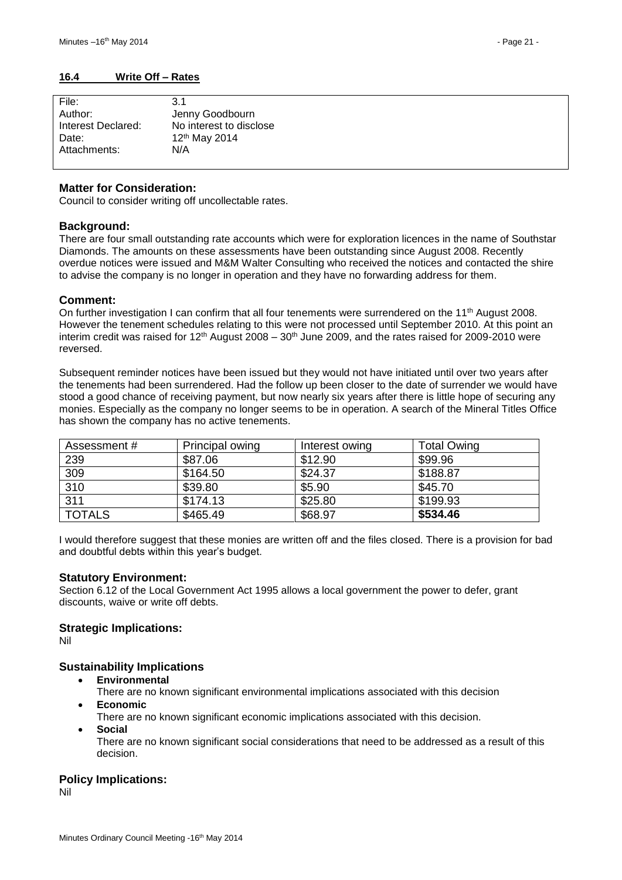## 16.4 Write Off – Rates

| | |
|---|---|
| File: | 3.1 |
| Author: | Jenny Goodbourn |
| Interest Declared: | No interest to disclose |
| Date: | 12th May 2014 |
| Attachments: | N/A |

### Matter for Consideration:

Council to consider writing off uncollectable rates.

### Background:

There are four small outstanding rate accounts which were for exploration licences in the name of Southstar Diamonds. The amounts on these assessments have been outstanding since August 2008. Recently overdue notices were issued and M&M Walter Consulting who received the notices and contacted the shire to advise the company is no longer in operation and they have no forwarding address for them.

### Comment:

On further investigation I can confirm that all four tenements were surrendered on the 11th August 2008. However the tenement schedules relating to this were not processed until September 2010. At this point an interim credit was raised for 12th August 2008 – 30th June 2009, and the rates raised for 2009-2010 were reversed.

Subsequent reminder notices have been issued but they would not have initiated until over two years after the tenements had been surrendered. Had the follow up been closer to the date of surrender we would have stood a good chance of receiving payment, but now nearly six years after there is little hope of securing any monies. Especially as the company no longer seems to be in operation. A search of the Mineral Titles Office has shown the company has no active tenements.

| Assessment # | Principal owing | Interest owing | Total Owing |
|---|---|---|---|
| 239 | $87.06 | $12.90 | $99.96 |
| 309 | $164.50 | $24.37 | $188.87 |
| 310 | $39.80 | $5.90 | $45.70 |
| 311 | $174.13 | $25.80 | $199.93 |
| TOTALS | $465.49 | $68.97 | **$534.46** |

I would therefore suggest that these monies are written off and the files closed. There is a provision for bad and doubtful debts within this year's budget.

### Statutory Environment:

Section 6.12 of the Local Government Act 1995 allows a local government the power to defer, grant discounts, waive or write off debts.

### Strategic Implications:

Nil

### Sustainability Implications

- **Environmental**
  There are no known significant environmental implications associated with this decision
- **Economic**
  There are no known significant economic implications associated with this decision.
- **Social**
  There are no known significant social considerations that need to be addressed as a result of this decision.

### Policy Implications:

Nil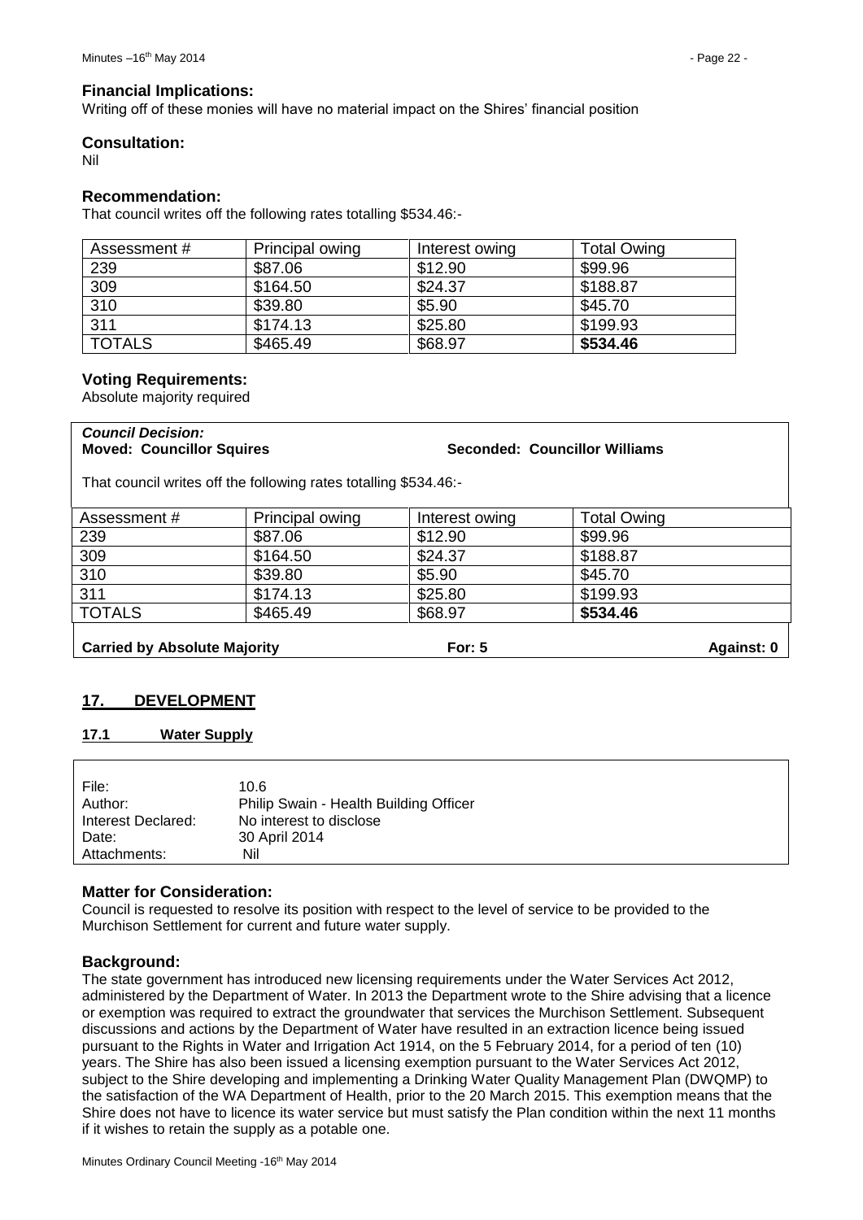### Financial Implications:

Writing off of these monies will have no material impact on the Shires' financial position

### Consultation:

Nil

### Recommendation:

That council writes off the following rates totalling $534.46:-

| Assessment # | Principal owing | Interest owing | Total Owing |
|---|---|---|---|
| 239 | $87.06 | $12.90 | $99.96 |
| 309 | $164.50 | $24.37 | $188.87 |
| 310 | $39.80 | $5.90 | $45.70 |
| 311 | $174.13 | $25.80 | $199.93 |
| TOTALS | $465.49 | $68.97 | **$534.46** |

### Voting Requirements:

Absolute majority required

***Council Decision:***
**Moved: Councillor Squires** **Seconded: Councillor Williams**

That council writes off the following rates totalling $534.46:-

| Assessment # | Principal owing | Interest owing | Total Owing |
|---|---|---|---|
| 239 | $87.06 | $12.90 | $99.96 |
| 309 | $164.50 | $24.37 | $188.87 |
| 310 | $39.80 | $5.90 | $45.70 |
| 311 | $174.13 | $25.80 | $199.93 |
| TOTALS | $465.49 | $68.97 | **$534.46** |

**Carried by Absolute Majority** **For: 5** **Against: 0**

## 17. DEVELOPMENT

### 17.1 Water Supply

| | |
|---|---|
| File: | 10.6 |
| Author: | Philip Swain - Health Building Officer |
| Interest Declared: | No interest to disclose |
| Date: | 30 April 2014 |
| Attachments: | Nil |

### Matter for Consideration:

Council is requested to resolve its position with respect to the level of service to be provided to the Murchison Settlement for current and future water supply.

### Background:

The state government has introduced new licensing requirements under the Water Services Act 2012, administered by the Department of Water. In 2013 the Department wrote to the Shire advising that a licence or exemption was required to extract the groundwater that services the Murchison Settlement. Subsequent discussions and actions by the Department of Water have resulted in an extraction licence being issued pursuant to the Rights in Water and Irrigation Act 1914, on the 5 February 2014, for a period of ten (10) years. The Shire has also been issued a licensing exemption pursuant to the Water Services Act 2012, subject to the Shire developing and implementing a Drinking Water Quality Management Plan (DWQMP) to the satisfaction of the WA Department of Health, prior to the 20 March 2015. This exemption means that the Shire does not have to licence its water service but must satisfy the Plan condition within the next 11 months if it wishes to retain the supply as a potable one.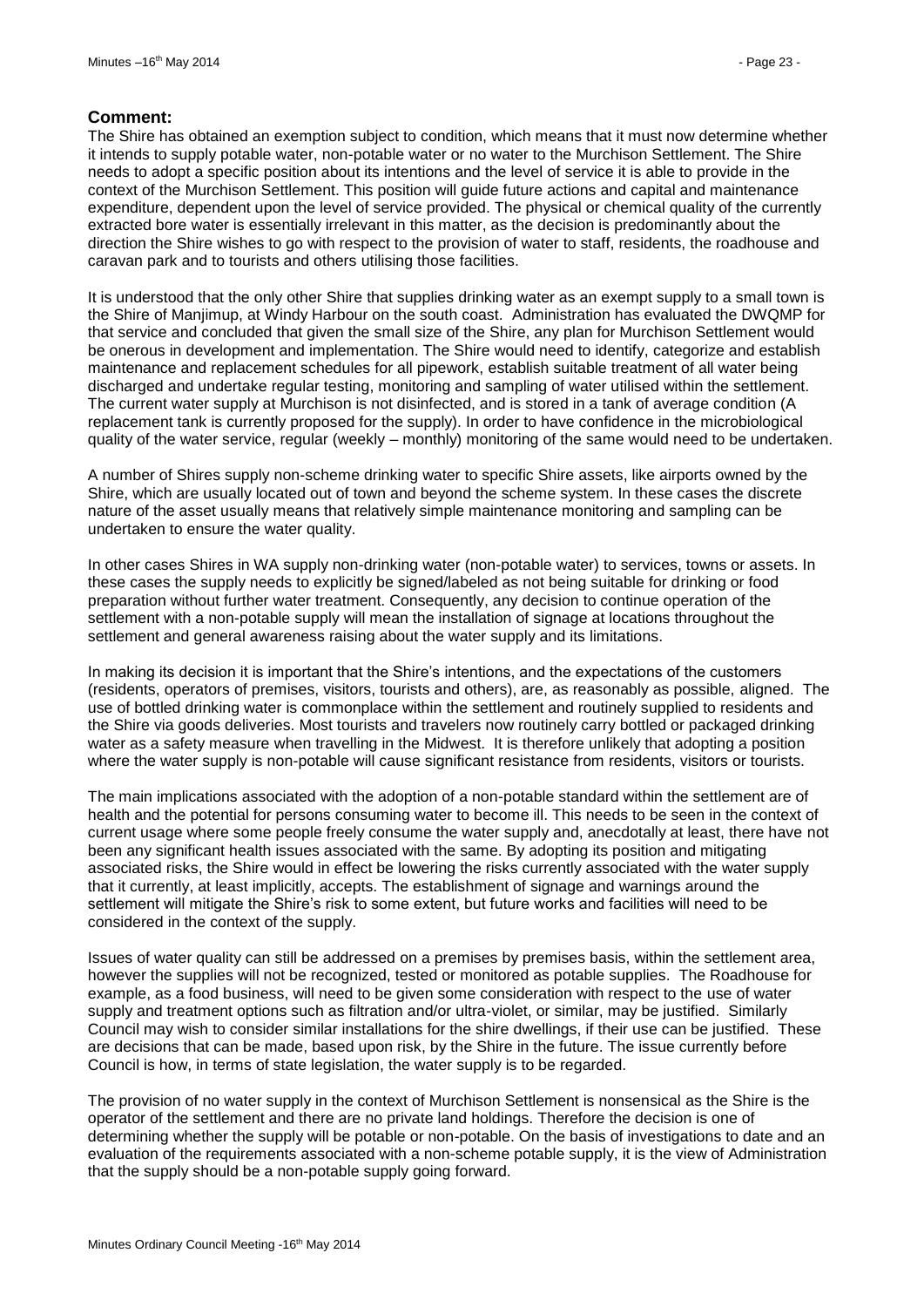**Comment:**

The Shire has obtained an exemption subject to condition, which means that it must now determine whether it intends to supply potable water, non-potable water or no water to the Murchison Settlement. The Shire needs to adopt a specific position about its intentions and the level of service it is able to provide in the context of the Murchison Settlement. This position will guide future actions and capital and maintenance expenditure, dependent upon the level of service provided. The physical or chemical quality of the currently extracted bore water is essentially irrelevant in this matter, as the decision is predominantly about the direction the Shire wishes to go with respect to the provision of water to staff, residents, the roadhouse and caravan park and to tourists and others utilising those facilities.

It is understood that the only other Shire that supplies drinking water as an exempt supply to a small town is the Shire of Manjimup, at Windy Harbour on the south coast. Administration has evaluated the DWQMP for that service and concluded that given the small size of the Shire, any plan for Murchison Settlement would be onerous in development and implementation. The Shire would need to identify, categorize and establish maintenance and replacement schedules for all pipework, establish suitable treatment of all water being discharged and undertake regular testing, monitoring and sampling of water utilised within the settlement. The current water supply at Murchison is not disinfected, and is stored in a tank of average condition (A replacement tank is currently proposed for the supply). In order to have confidence in the microbiological quality of the water service, regular (weekly – monthly) monitoring of the same would need to be undertaken.

A number of Shires supply non-scheme drinking water to specific Shire assets, like airports owned by the Shire, which are usually located out of town and beyond the scheme system. In these cases the discrete nature of the asset usually means that relatively simple maintenance monitoring and sampling can be undertaken to ensure the water quality.

In other cases Shires in WA supply non-drinking water (non-potable water) to services, towns or assets. In these cases the supply needs to explicitly be signed/labeled as not being suitable for drinking or food preparation without further water treatment. Consequently, any decision to continue operation of the settlement with a non-potable supply will mean the installation of signage at locations throughout the settlement and general awareness raising about the water supply and its limitations.

In making its decision it is important that the Shire's intentions, and the expectations of the customers (residents, operators of premises, visitors, tourists and others), are, as reasonably as possible, aligned. The use of bottled drinking water is commonplace within the settlement and routinely supplied to residents and the Shire via goods deliveries. Most tourists and travelers now routinely carry bottled or packaged drinking water as a safety measure when travelling in the Midwest. It is therefore unlikely that adopting a position where the water supply is non-potable will cause significant resistance from residents, visitors or tourists.

The main implications associated with the adoption of a non-potable standard within the settlement are of health and the potential for persons consuming water to become ill. This needs to be seen in the context of current usage where some people freely consume the water supply and, anecdotally at least, there have not been any significant health issues associated with the same. By adopting its position and mitigating associated risks, the Shire would in effect be lowering the risks currently associated with the water supply that it currently, at least implicitly, accepts. The establishment of signage and warnings around the settlement will mitigate the Shire's risk to some extent, but future works and facilities will need to be considered in the context of the supply.

Issues of water quality can still be addressed on a premises by premises basis, within the settlement area, however the supplies will not be recognized, tested or monitored as potable supplies. The Roadhouse for example, as a food business, will need to be given some consideration with respect to the use of water supply and treatment options such as filtration and/or ultra-violet, or similar, may be justified. Similarly Council may wish to consider similar installations for the shire dwellings, if their use can be justified. These are decisions that can be made, based upon risk, by the Shire in the future. The issue currently before Council is how, in terms of state legislation, the water supply is to be regarded.

The provision of no water supply in the context of Murchison Settlement is nonsensical as the Shire is the operator of the settlement and there are no private land holdings. Therefore the decision is one of determining whether the supply will be potable or non-potable. On the basis of investigations to date and an evaluation of the requirements associated with a non-scheme potable supply, it is the view of Administration that the supply should be a non-potable supply going forward.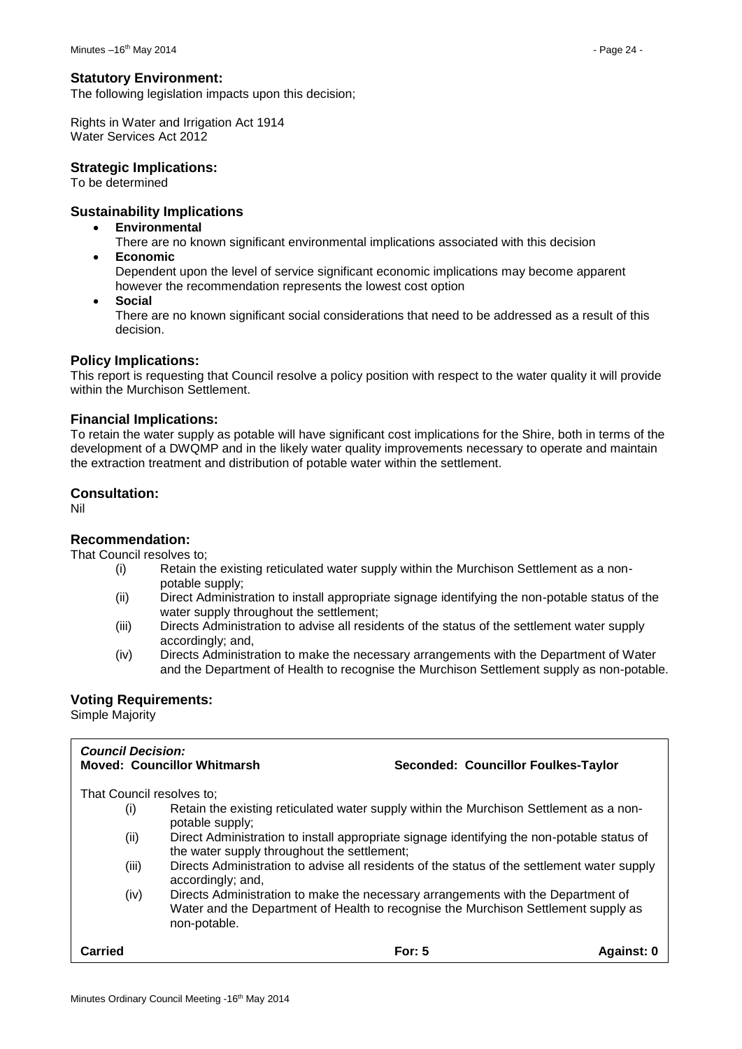### Statutory Environment:

The following legislation impacts upon this decision;

Rights in Water and Irrigation Act 1914
Water Services Act 2012

### Strategic Implications:

To be determined

### Sustainability Implications

- **Environmental**
  There are no known significant environmental implications associated with this decision
- **Economic**
  Dependent upon the level of service significant economic implications may become apparent however the recommendation represents the lowest cost option
- **Social**
  There are no known significant social considerations that need to be addressed as a result of this decision.

### Policy Implications:

This report is requesting that Council resolve a policy position with respect to the water quality it will provide within the Murchison Settlement.

### Financial Implications:

To retain the water supply as potable will have significant cost implications for the Shire, both in terms of the development of a DWQMP and in the likely water quality improvements necessary to operate and maintain the extraction treatment and distribution of potable water within the settlement.

### Consultation:

Nil

### Recommendation:

That Council resolves to;

(i) Retain the existing reticulated water supply within the Murchison Settlement as a non-potable supply;
(ii) Direct Administration to install appropriate signage identifying the non-potable status of the water supply throughout the settlement;
(iii) Directs Administration to advise all residents of the status of the settlement water supply accordingly; and,
(iv) Directs Administration to make the necessary arrangements with the Department of Water and the Department of Health to recognise the Murchison Settlement supply as non-potable.

### Voting Requirements:

Simple Majority

***Council Decision:***
**Moved: Councillor Whitmarsh** **Seconded: Councillor Foulkes-Taylor**

That Council resolves to;

(i) Retain the existing reticulated water supply within the Murchison Settlement as a non-potable supply;
(ii) Direct Administration to install appropriate signage identifying the non-potable status of the water supply throughout the settlement;
(iii) Directs Administration to advise all residents of the status of the settlement water supply accordingly; and,
(iv) Directs Administration to make the necessary arrangements with the Department of Water and the Department of Health to recognise the Murchison Settlement supply as non-potable.

**Carried** **For: 5** **Against: 0**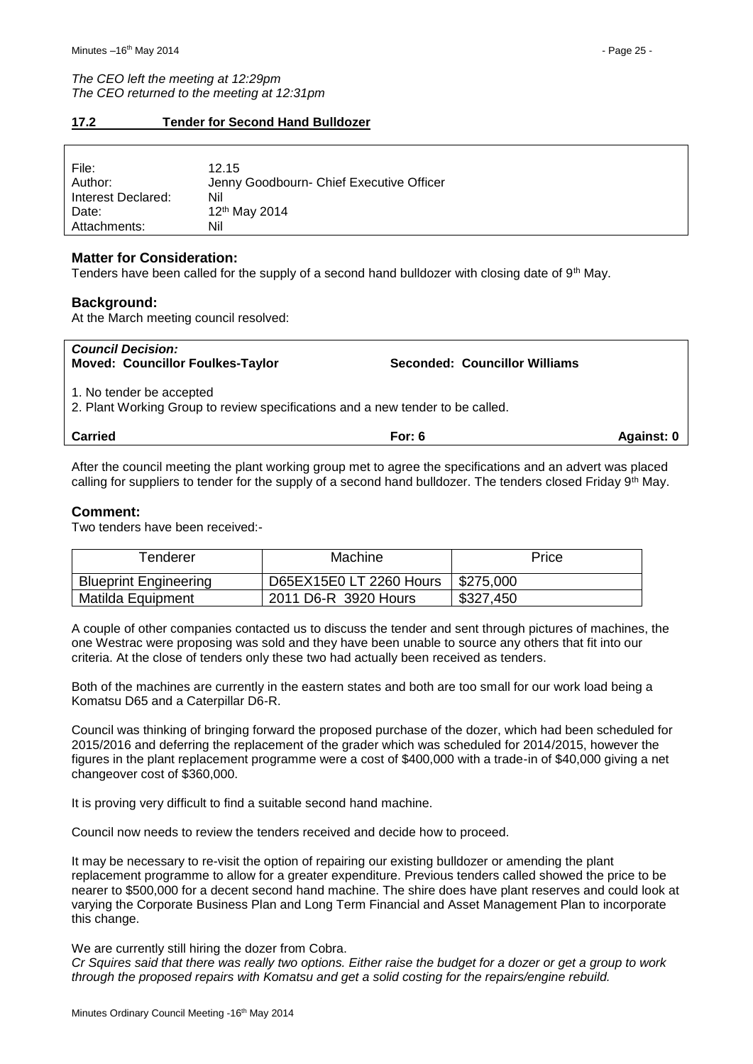*The CEO left the meeting at 12:29pm*
*The CEO returned to the meeting at 12:31pm*

## 17.2 Tender for Second Hand Bulldozer

| | |
|---|---|
| File: | 12.15 |
| Author: | Jenny Goodbourn- Chief Executive Officer |
| Interest Declared: | Nil |
| Date: | 12th May 2014 |
| Attachments: | Nil |

### Matter for Consideration:

Tenders have been called for the supply of a second hand bulldozer with closing date of 9th May.

### Background:

At the March meeting council resolved:

***Council Decision:***
**Moved: Councillor Foulkes-Taylor** **Seconded: Councillor Williams**

1. No tender be accepted
2. Plant Working Group to review specifications and a new tender to be called.

**Carried** **For: 6** **Against: 0**

After the council meeting the plant working group met to agree the specifications and an advert was placed calling for suppliers to tender for the supply of a second hand bulldozer. The tenders closed Friday 9th May.

### Comment:

Two tenders have been received:-

| Tenderer | Machine | Price |
|---|---|---|
| Blueprint Engineering | D65EX15E0 LT 2260 Hours | \$275,000 |
| Matilda Equipment | 2011 D6-R 3920 Hours | \$327,450 |

A couple of other companies contacted us to discuss the tender and sent through pictures of machines, the one Westrac were proposing was sold and they have been unable to source any others that fit into our criteria. At the close of tenders only these two had actually been received as tenders.

Both of the machines are currently in the eastern states and both are too small for our work load being a Komatsu D65 and a Caterpillar D6-R.

Council was thinking of bringing forward the proposed purchase of the dozer, which had been scheduled for 2015/2016 and deferring the replacement of the grader which was scheduled for 2014/2015, however the figures in the plant replacement programme were a cost of \$400,000 with a trade-in of \$40,000 giving a net changeover cost of \$360,000.

It is proving very difficult to find a suitable second hand machine.

Council now needs to review the tenders received and decide how to proceed.

It may be necessary to re-visit the option of repairing our existing bulldozer or amending the plant replacement programme to allow for a greater expenditure. Previous tenders called showed the price to be nearer to \$500,000 for a decent second hand machine. The shire does have plant reserves and could look at varying the Corporate Business Plan and Long Term Financial and Asset Management Plan to incorporate this change.

We are currently still hiring the dozer from Cobra.
*Cr Squires said that there was really two options. Either raise the budget for a dozer or get a group to work through the proposed repairs with Komatsu and get a solid costing for the repairs/engine rebuild.*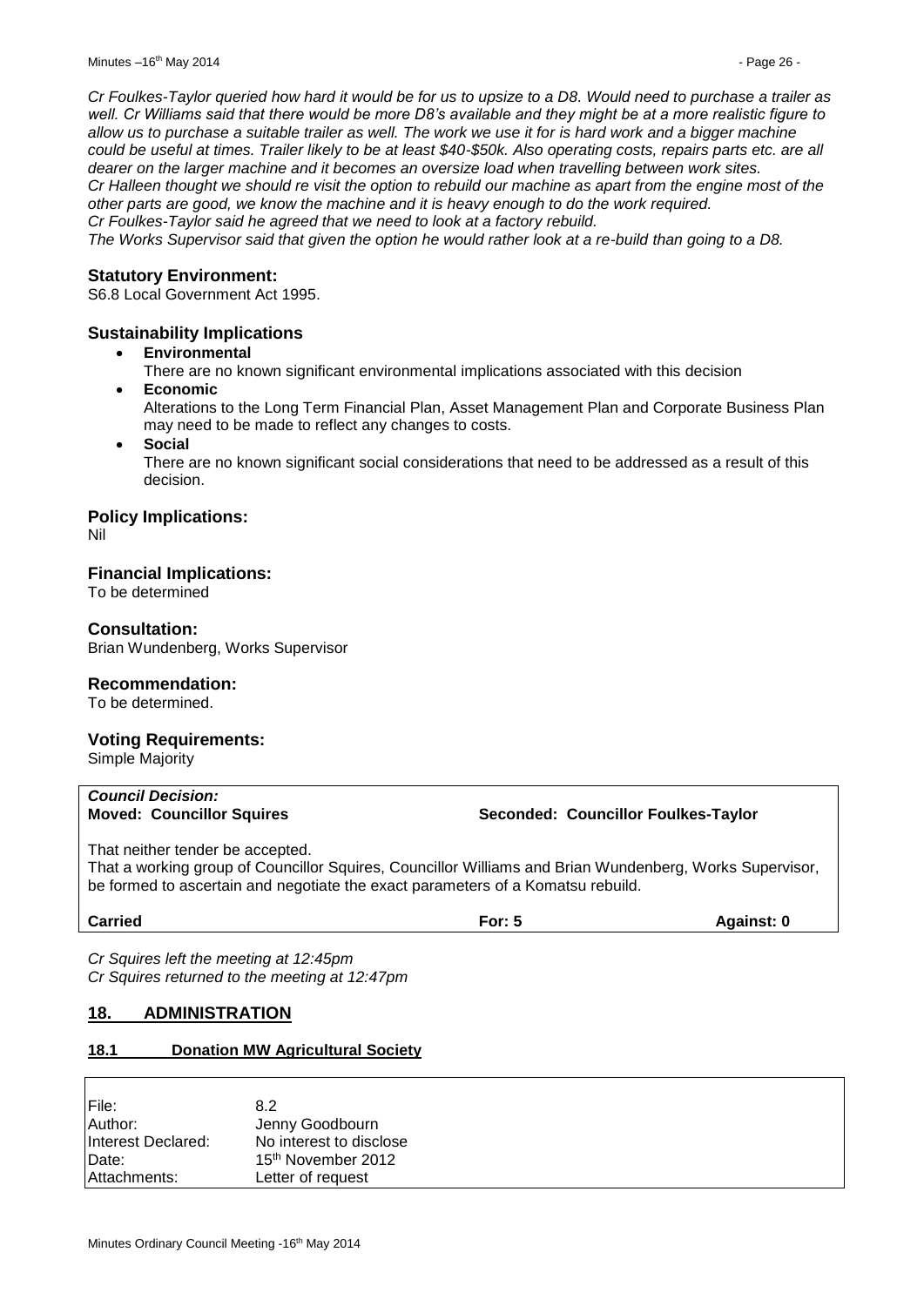*Cr Foulkes-Taylor queried how hard it would be for us to upsize to a D8. Would need to purchase a trailer as well. Cr Williams said that there would be more D8's available and they might be at a more realistic figure to allow us to purchase a suitable trailer as well. The work we use it for is hard work and a bigger machine could be useful at times. Trailer likely to be at least $40-$50k. Also operating costs, repairs parts etc. are all dearer on the larger machine and it becomes an oversize load when travelling between work sites.*
*Cr Halleen thought we should re visit the option to rebuild our machine as apart from the engine most of the other parts are good, we know the machine and it is heavy enough to do the work required.*
*Cr Foulkes-Taylor said he agreed that we need to look at a factory rebuild.*
*The Works Supervisor said that given the option he would rather look at a re-build than going to a D8.*

### Statutory Environment:

S6.8 Local Government Act 1995.

### Sustainability Implications

- **Environmental**
  There are no known significant environmental implications associated with this decision
- **Economic**
  Alterations to the Long Term Financial Plan, Asset Management Plan and Corporate Business Plan may need to be made to reflect any changes to costs.
- **Social**
  There are no known significant social considerations that need to be addressed as a result of this decision.

### Policy Implications:

Nil

### Financial Implications:

To be determined

### Consultation:

Brian Wundenberg, Works Supervisor

### Recommendation:

To be determined.

### Voting Requirements:

Simple Majority

***Council Decision:***
**Moved: Councillor Squires** **Seconded: Councillor Foulkes-Taylor**

That neither tender be accepted.
That a working group of Councillor Squires, Councillor Williams and Brian Wundenberg, Works Supervisor, be formed to ascertain and negotiate the exact parameters of a Komatsu rebuild.

**Carried** **For: 5** **Against: 0**

*Cr Squires left the meeting at 12:45pm*
*Cr Squires returned to the meeting at 12:47pm*

## 18. ADMINISTRATION

### 18.1 Donation MW Agricultural Society

| | |
|---|---|
| File: | 8.2 |
| Author: | Jenny Goodbourn |
| Interest Declared: | No interest to disclose |
| Date: | 15th November 2012 |
| Attachments: | Letter of request |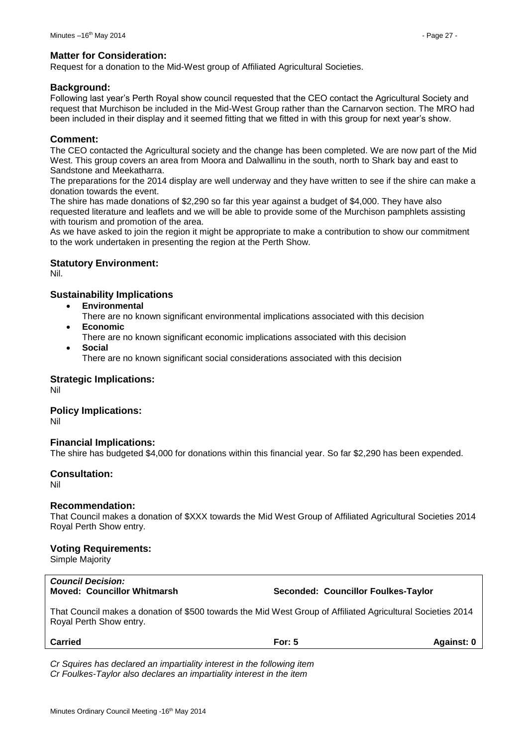### Matter for Consideration:

Request for a donation to the Mid-West group of Affiliated Agricultural Societies.

### Background:

Following last year's Perth Royal show council requested that the CEO contact the Agricultural Society and request that Murchison be included in the Mid-West Group rather than the Carnarvon section. The MRO had been included in their display and it seemed fitting that we fitted in with this group for next year's show.

### Comment:

The CEO contacted the Agricultural society and the change has been completed. We are now part of the Mid West. This group covers an area from Moora and Dalwallinu in the south, north to Shark bay and east to Sandstone and Meekatharra.

The preparations for the 2014 display are well underway and they have written to see if the shire can make a donation towards the event.

The shire has made donations of $2,290 so far this year against a budget of $4,000. They have also requested literature and leaflets and we will be able to provide some of the Murchison pamphlets assisting with tourism and promotion of the area.

As we have asked to join the region it might be appropriate to make a contribution to show our commitment to the work undertaken in presenting the region at the Perth Show.

### Statutory Environment:

Nil.

### Sustainability Implications

- **Environmental**
  There are no known significant environmental implications associated with this decision
- **Economic**
  There are no known significant economic implications associated with this decision
- **Social**
  There are no known significant social considerations associated with this decision

### Strategic Implications:

Nil

### Policy Implications:

Nil

### Financial Implications:

The shire has budgeted $4,000 for donations within this financial year. So far $2,290 has been expended.

### Consultation:

Nil

### Recommendation:

That Council makes a donation of $XXX towards the Mid West Group of Affiliated Agricultural Societies 2014 Royal Perth Show entry.

### Voting Requirements:

Simple Majority

***Council Decision:***
**Moved: Councillor Whitmarsh** **Seconded: Councillor Foulkes-Taylor**

That Council makes a donation of $500 towards the Mid West Group of Affiliated Agricultural Societies 2014 Royal Perth Show entry.

**Carried** **For: 5** **Against: 0**

*Cr Squires has declared an impartiality interest in the following item*
*Cr Foulkes-Taylor also declares an impartiality interest in the item*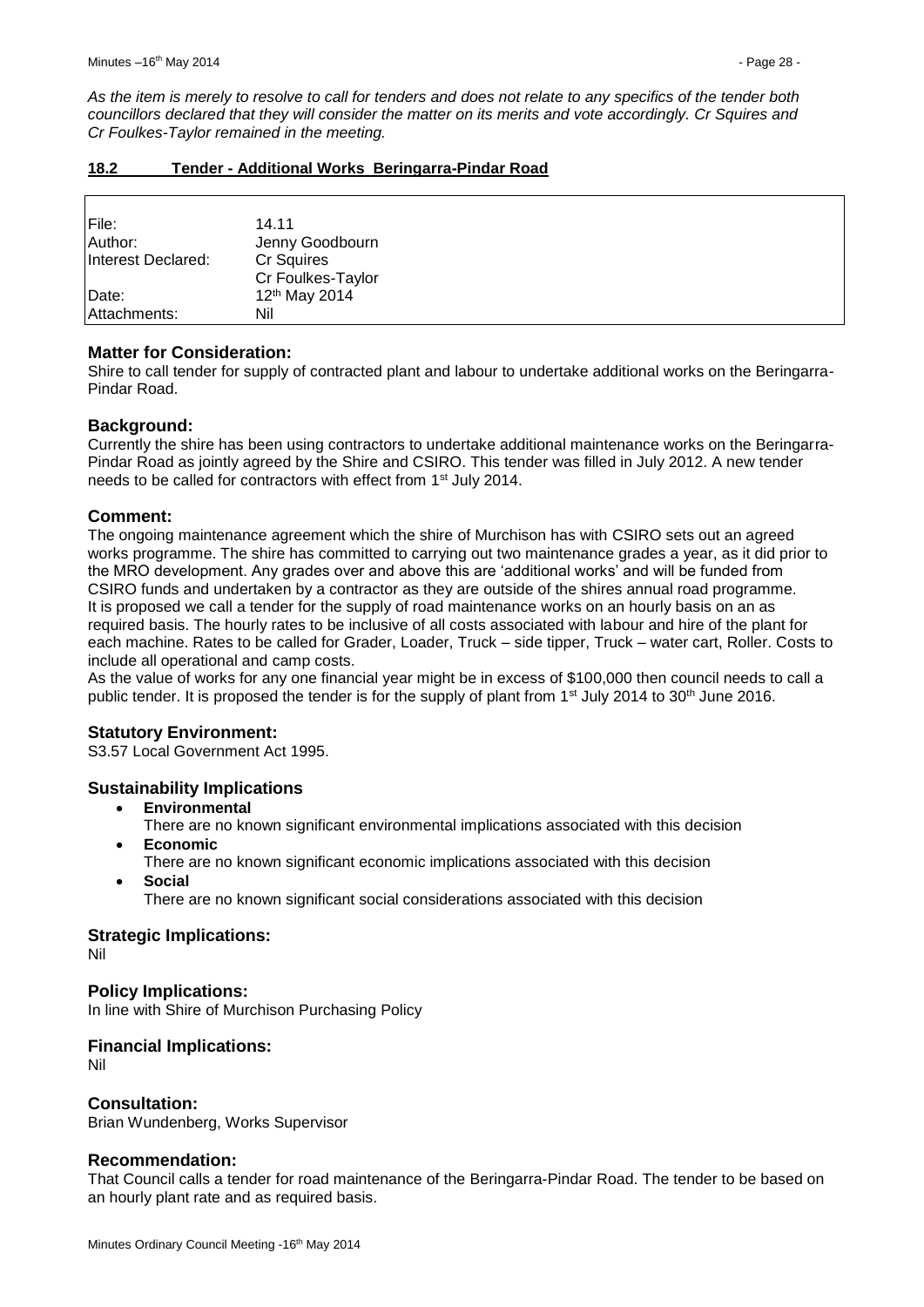*As the item is merely to resolve to call for tenders and does not relate to any specifics of the tender both councillors declared that they will consider the matter on its merits and vote accordingly. Cr Squires and Cr Foulkes-Taylor remained in the meeting.*

## 18.2 Tender - Additional Works Beringarra-Pindar Road

| | |
|---|---|
| File: | 14.11 |
| Author: | Jenny Goodbourn |
| Interest Declared: | Cr Squires<br>Cr Foulkes-Taylor |
| Date: | 12th May 2014 |
| Attachments: | Nil |

### Matter for Consideration:

Shire to call tender for supply of contracted plant and labour to undertake additional works on the Beringarra-Pindar Road.

### Background:

Currently the shire has been using contractors to undertake additional maintenance works on the Beringarra-Pindar Road as jointly agreed by the Shire and CSIRO. This tender was filled in July 2012. A new tender needs to be called for contractors with effect from 1st July 2014.

### Comment:

The ongoing maintenance agreement which the shire of Murchison has with CSIRO sets out an agreed works programme. The shire has committed to carrying out two maintenance grades a year, as it did prior to the MRO development. Any grades over and above this are 'additional works' and will be funded from CSIRO funds and undertaken by a contractor as they are outside of the shires annual road programme.
It is proposed we call a tender for the supply of road maintenance works on an hourly basis on an as required basis. The hourly rates to be inclusive of all costs associated with labour and hire of the plant for each machine. Rates to be called for Grader, Loader, Truck – side tipper, Truck – water cart, Roller. Costs to include all operational and camp costs.
As the value of works for any one financial year might be in excess of $100,000 then council needs to call a public tender. It is proposed the tender is for the supply of plant from 1st July 2014 to 30th June 2016.

### Statutory Environment:

S3.57 Local Government Act 1995.

### Sustainability Implications

- **Environmental**
  There are no known significant environmental implications associated with this decision
- **Economic**
  There are no known significant economic implications associated with this decision
- **Social**
  There are no known significant social considerations associated with this decision

### Strategic Implications:

Nil

### Policy Implications:

In line with Shire of Murchison Purchasing Policy

### Financial Implications:

Nil

### Consultation:

Brian Wundenberg, Works Supervisor

### Recommendation:

That Council calls a tender for road maintenance of the Beringarra-Pindar Road. The tender to be based on an hourly plant rate and as required basis.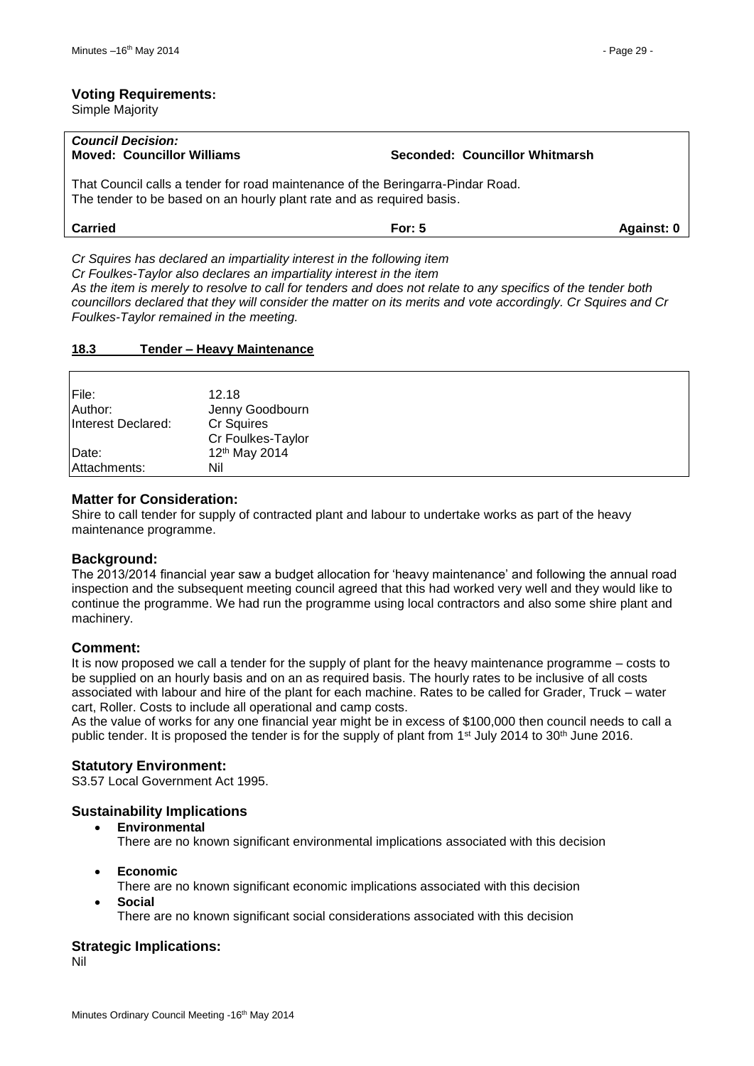**Voting Requirements:**
Simple Majority

***Council Decision:***

| **Moved: Councillor Williams** | **Seconded: Councillor Whitmarsh** | |
|---|---|---|
| That Council calls a tender for road maintenance of the Beringarra-Pindar Road. The tender to be based on an hourly plant rate and as required basis. | | |
| **Carried** | **For: 5** | **Against: 0** |

*Cr Squires has declared an impartiality interest in the following item*
*Cr Foulkes-Taylor also declares an impartiality interest in the item*
*As the item is merely to resolve to call for tenders and does not relate to any specifics of the tender both councillors declared that they will consider the matter on its merits and vote accordingly. Cr Squires and Cr Foulkes-Taylor remained in the meeting.*

## 18.3 Tender – Heavy Maintenance

| | |
|---|---|
| File: | 12.18 |
| Author: | Jenny Goodbourn |
| Interest Declared: | Cr Squires<br>Cr Foulkes-Taylor |
| Date: | 12th May 2014 |
| Attachments: | Nil |

### Matter for Consideration:

Shire to call tender for supply of contracted plant and labour to undertake works as part of the heavy maintenance programme.

### Background:

The 2013/2014 financial year saw a budget allocation for 'heavy maintenance' and following the annual road inspection and the subsequent meeting council agreed that this had worked very well and they would like to continue the programme. We had run the programme using local contractors and also some shire plant and machinery.

### Comment:

It is now proposed we call a tender for the supply of plant for the heavy maintenance programme – costs to be supplied on an hourly basis and on an as required basis. The hourly rates to be inclusive of all costs associated with labour and hire of the plant for each machine. Rates to be called for Grader, Truck – water cart, Roller. Costs to include all operational and camp costs.

As the value of works for any one financial year might be in excess of $100,000 then council needs to call a public tender. It is proposed the tender is for the supply of plant from 1st July 2014 to 30th June 2016.

### Statutory Environment:

S3.57 Local Government Act 1995.

### Sustainability Implications

- **Environmental**
  There are no known significant environmental implications associated with this decision
- **Economic**
  There are no known significant economic implications associated with this decision
- **Social**
  There are no known significant social considerations associated with this decision

### Strategic Implications:

Nil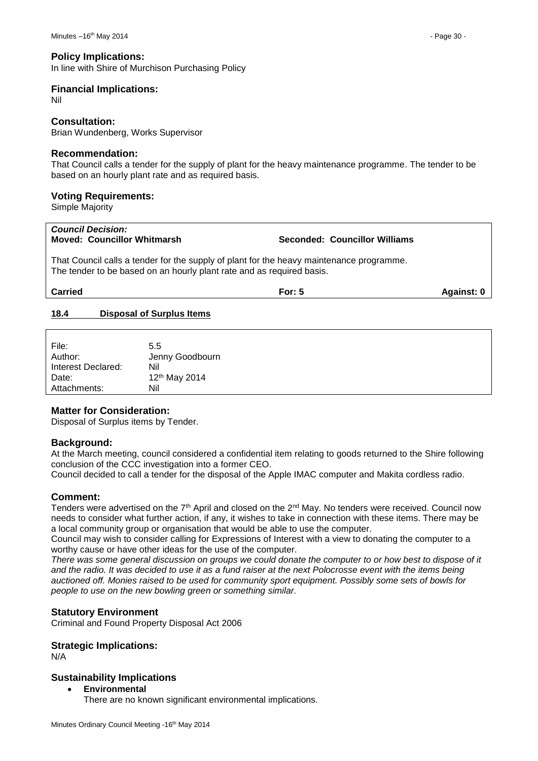### Policy Implications:

In line with Shire of Murchison Purchasing Policy

### Financial Implications:

Nil

### Consultation:

Brian Wundenberg, Works Supervisor

### Recommendation:

That Council calls a tender for the supply of plant for the heavy maintenance programme. The tender to be based on an hourly plant rate and as required basis.

### Voting Requirements:

Simple Majority

***Council Decision:***

**Moved: Councillor Whitmarsh** **Seconded: Councillor Williams**

That Council calls a tender for the supply of plant for the heavy maintenance programme. The tender to be based on an hourly plant rate and as required basis.

**Carried** **For: 5** **Against: 0**

## 18.4 Disposal of Surplus Items

| | |
|---|---|
| File: | 5.5 |
| Author: | Jenny Goodbourn |
| Interest Declared: | Nil |
| Date: | 12th May 2014 |
| Attachments: | Nil |

### Matter for Consideration:

Disposal of Surplus items by Tender.

### Background:

At the March meeting, council considered a confidential item relating to goods returned to the Shire following conclusion of the CCC investigation into a former CEO.

Council decided to call a tender for the disposal of the Apple IMAC computer and Makita cordless radio.

### Comment:

Tenders were advertised on the 7th April and closed on the 2nd May. No tenders were received. Council now needs to consider what further action, if any, it wishes to take in connection with these items. There may be a local community group or organisation that would be able to use the computer.

Council may wish to consider calling for Expressions of Interest with a view to donating the computer to a worthy cause or have other ideas for the use of the computer.

*There was some general discussion on groups we could donate the computer to or how best to dispose of it and the radio. It was decided to use it as a fund raiser at the next Polocrosse event with the items being auctioned off. Monies raised to be used for community sport equipment. Possibly some sets of bowls for people to use on the new bowling green or something similar.*

### Statutory Environment

Criminal and Found Property Disposal Act 2006

### Strategic Implications:

N/A

### Sustainability Implications

- **Environmental**

  There are no known significant environmental implications.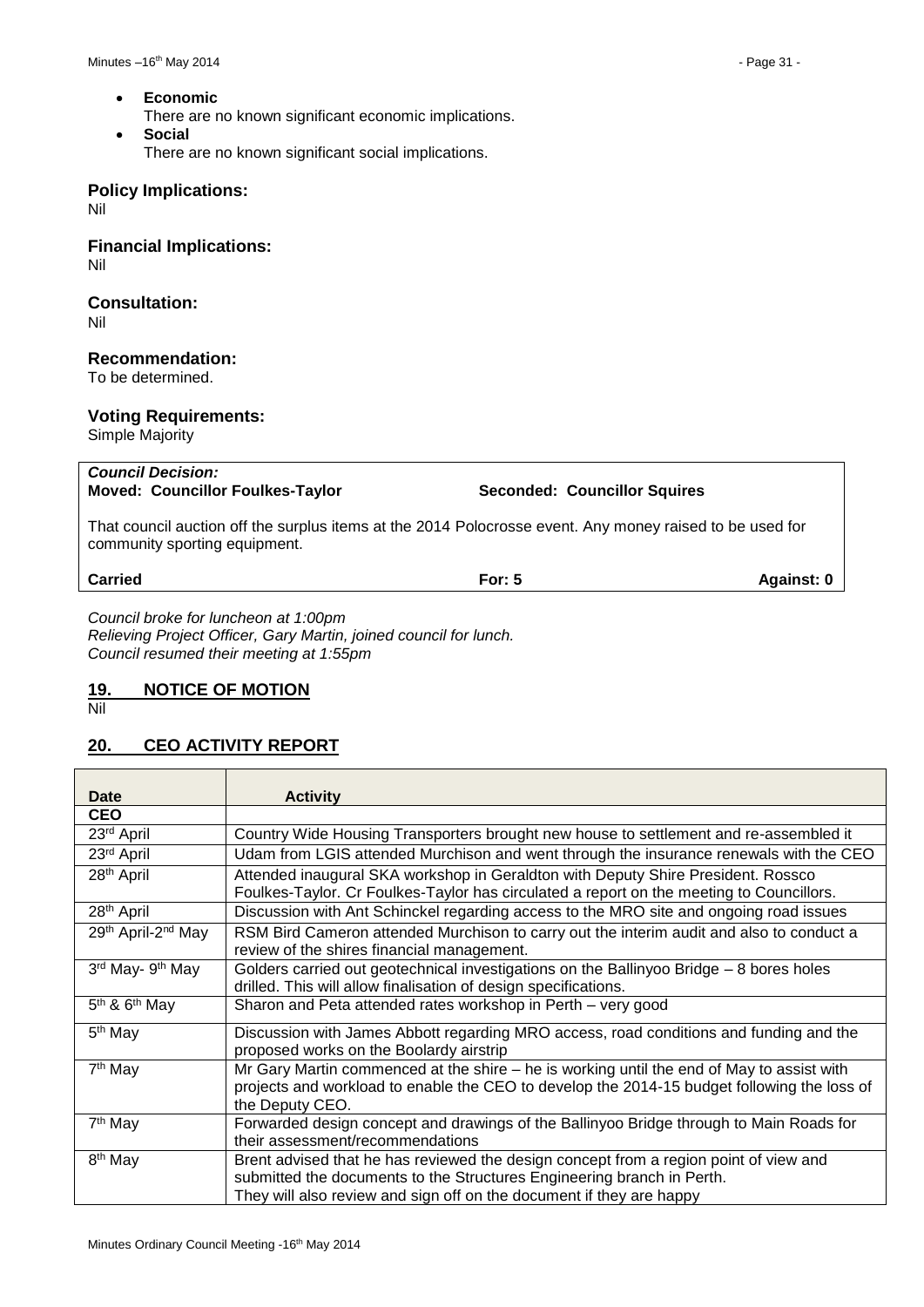- **Economic**
  There are no known significant economic implications.
- **Social**
  There are no known significant social implications.

### Policy Implications:

Nil

### Financial Implications:

Nil

### Consultation:

Nil

### Recommendation:

To be determined.

### Voting Requirements:

Simple Majority

***Council Decision:***
**Moved: Councillor Foulkes-Taylor** **Seconded: Councillor Squires**

That council auction off the surplus items at the 2014 Polocrosse event. Any money raised to be used for community sporting equipment.

**Carried** **For: 5** **Against: 0**

*Council broke for luncheon at 1:00pm*
*Relieving Project Officer, Gary Martin, joined council for lunch.*
*Council resumed their meeting at 1:55pm*

## 19. NOTICE OF MOTION

Nil

## 20. CEO ACTIVITY REPORT

| Date | Activity |
|---|---|
| **CEO** | |
| 23rd April | Country Wide Housing Transporters brought new house to settlement and re-assembled it |
| 23rd April | Udam from LGIS attended Murchison and went through the insurance renewals with the CEO |
| 28th April | Attended inaugural SKA workshop in Geraldton with Deputy Shire President. Rossco Foulkes-Taylor. Cr Foulkes-Taylor has circulated a report on the meeting to Councillors. |
| 28th April | Discussion with Ant Schinckel regarding access to the MRO site and ongoing road issues |
| 29th April-2nd May | RSM Bird Cameron attended Murchison to carry out the interim audit and also to conduct a review of the shires financial management. |
| 3rd May- 9th May | Golders carried out geotechnical investigations on the Ballinyoo Bridge – 8 bores holes drilled. This will allow finalisation of design specifications. |
| 5th & 6th May | Sharon and Peta attended rates workshop in Perth – very good |
| 5th May | Discussion with James Abbott regarding MRO access, road conditions and funding and the proposed works on the Boolardy airstrip |
| 7th May | Mr Gary Martin commenced at the shire – he is working until the end of May to assist with projects and workload to enable the CEO to develop the 2014-15 budget following the loss of the Deputy CEO. |
| 7th May | Forwarded design concept and drawings of the Ballinyoo Bridge through to Main Roads for their assessment/recommendations |
| 8th May | Brent advised that he has reviewed the design concept from a region point of view and submitted the documents to the Structures Engineering branch in Perth. They will also review and sign off on the document if they are happy |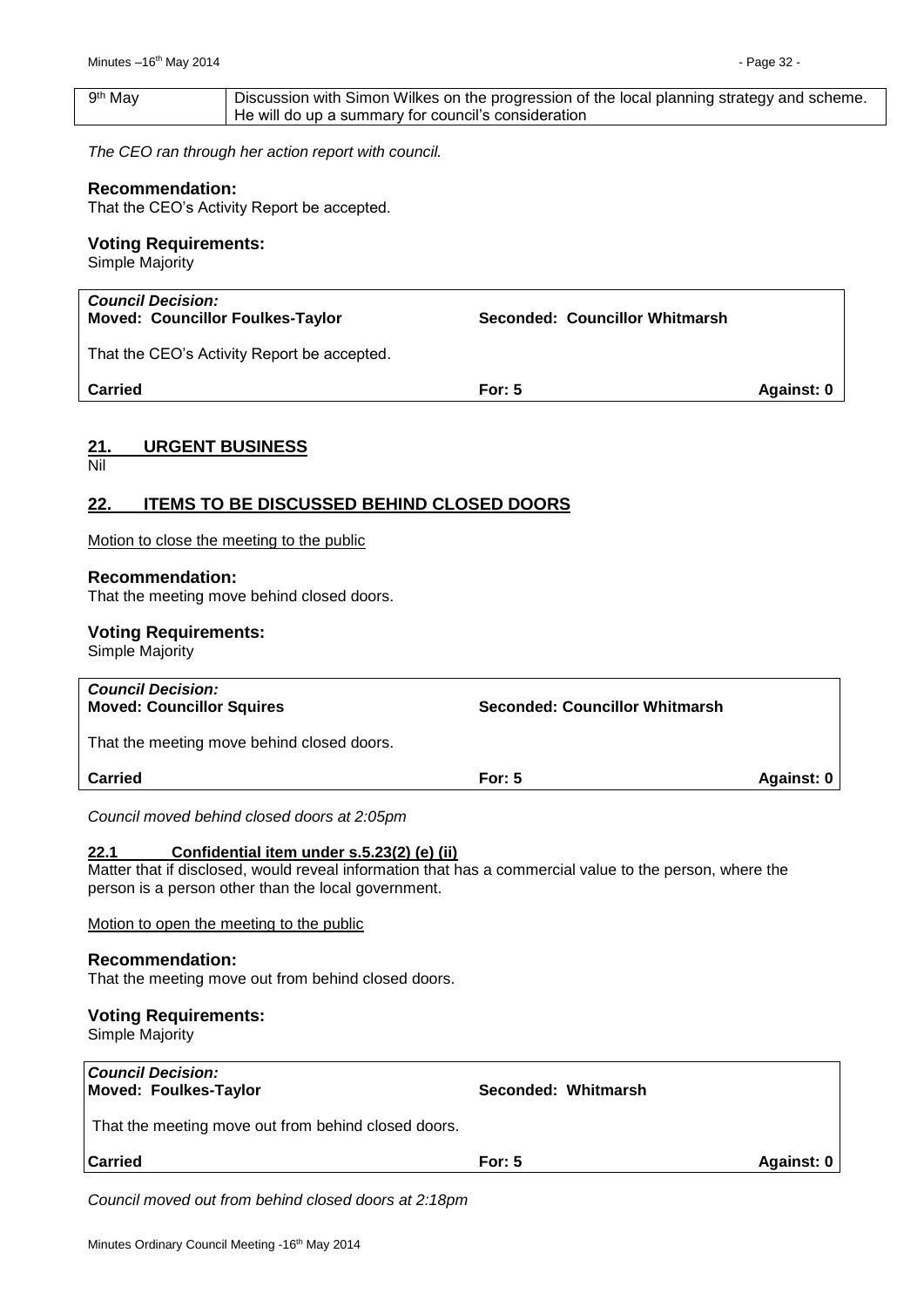| 9th May | Discussion with Simon Wilkes on the progression of the local planning strategy and scheme. He will do up a summary for council's consideration |
|---|---|

*The CEO ran through her action report with council.*

**Recommendation:**
That the CEO's Activity Report be accepted.

**Voting Requirements:**
Simple Majority

| ***Council Decision:*** **Moved: Councillor Foulkes-Taylor** | **Seconded: Councillor Whitmarsh** | |
|---|---|---|
| That the CEO's Activity Report be accepted. | | |
| **Carried** | **For: 5** | **Against: 0** |

## 21. URGENT BUSINESS

Nil

## 22. ITEMS TO BE DISCUSSED BEHIND CLOSED DOORS

Motion to close the meeting to the public

**Recommendation:**
That the meeting move behind closed doors.

**Voting Requirements:**
Simple Majority

| ***Council Decision:*** **Moved: Councillor Squires** | **Seconded: Councillor Whitmarsh** | |
|---|---|---|
| That the meeting move behind closed doors. | | |
| **Carried** | **For: 5** | **Against: 0** |

*Council moved behind closed doors at 2:05pm*

### 22.1 Confidential item under s.5.23(2) (e) (ii)

Matter that if disclosed, would reveal information that has a commercial value to the person, where the person is a person other than the local government.

Motion to open the meeting to the public

**Recommendation:**
That the meeting move out from behind closed doors.

**Voting Requirements:**
Simple Majority

| ***Council Decision:*** **Moved: Foulkes-Taylor** | **Seconded: Whitmarsh** | |
|---|---|---|
| That the meeting move out from behind closed doors. | | |
| **Carried** | **For: 5** | **Against: 0** |

*Council moved out from behind closed doors at 2:18pm*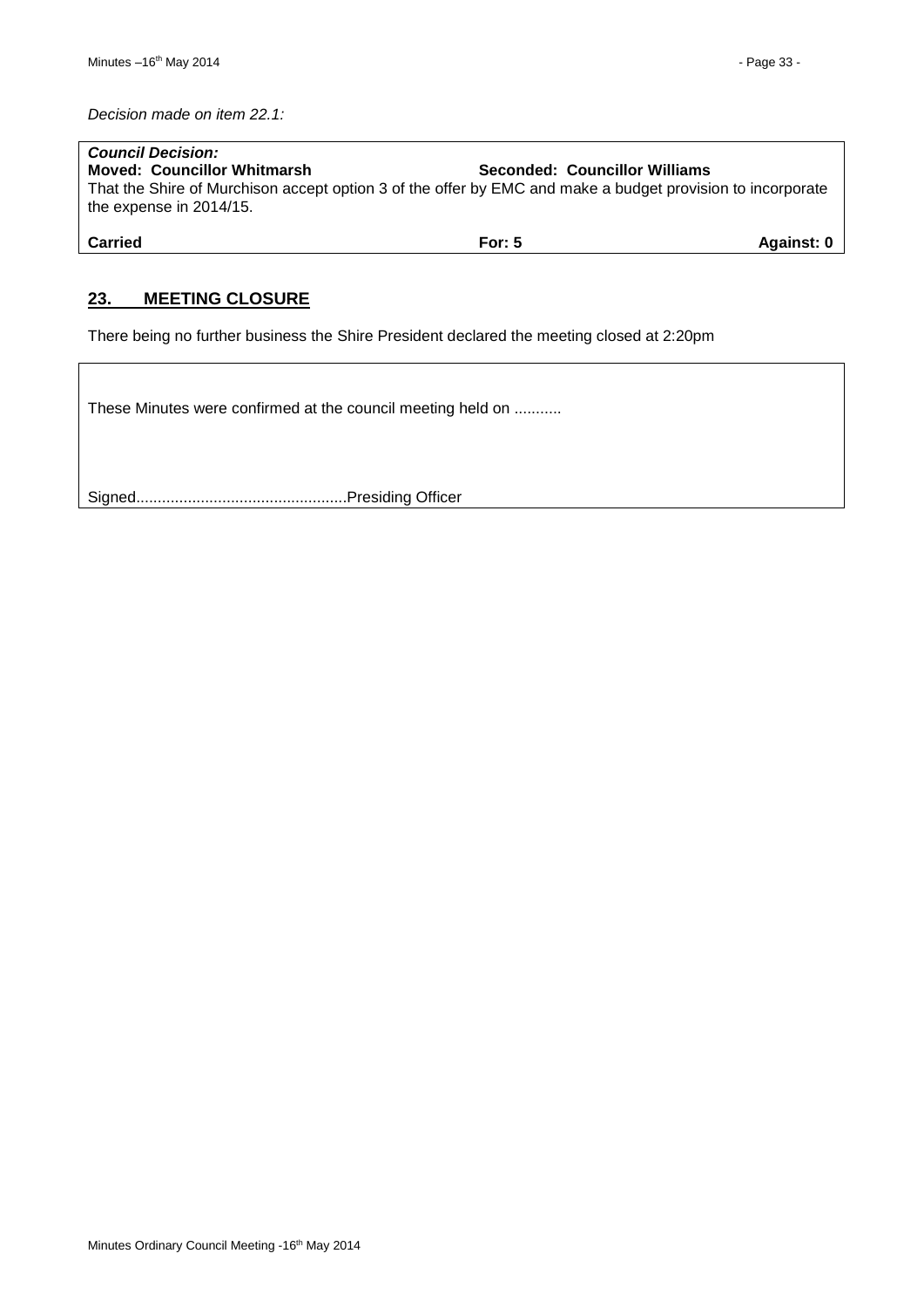*Decision made on item 22.1:*

***Council Decision:***
**Moved: Councillor Whitmarsh** **Seconded: Councillor Williams**
That the Shire of Murchison accept option 3 of the offer by EMC and make a budget provision to incorporate the expense in 2014/15.

**Carried** **For: 5** **Against: 0**

## 23. MEETING CLOSURE

There being no further business the Shire President declared the meeting closed at 2:20pm

These Minutes were confirmed at the council meeting held on ...........

Signed.................................................Presiding Officer